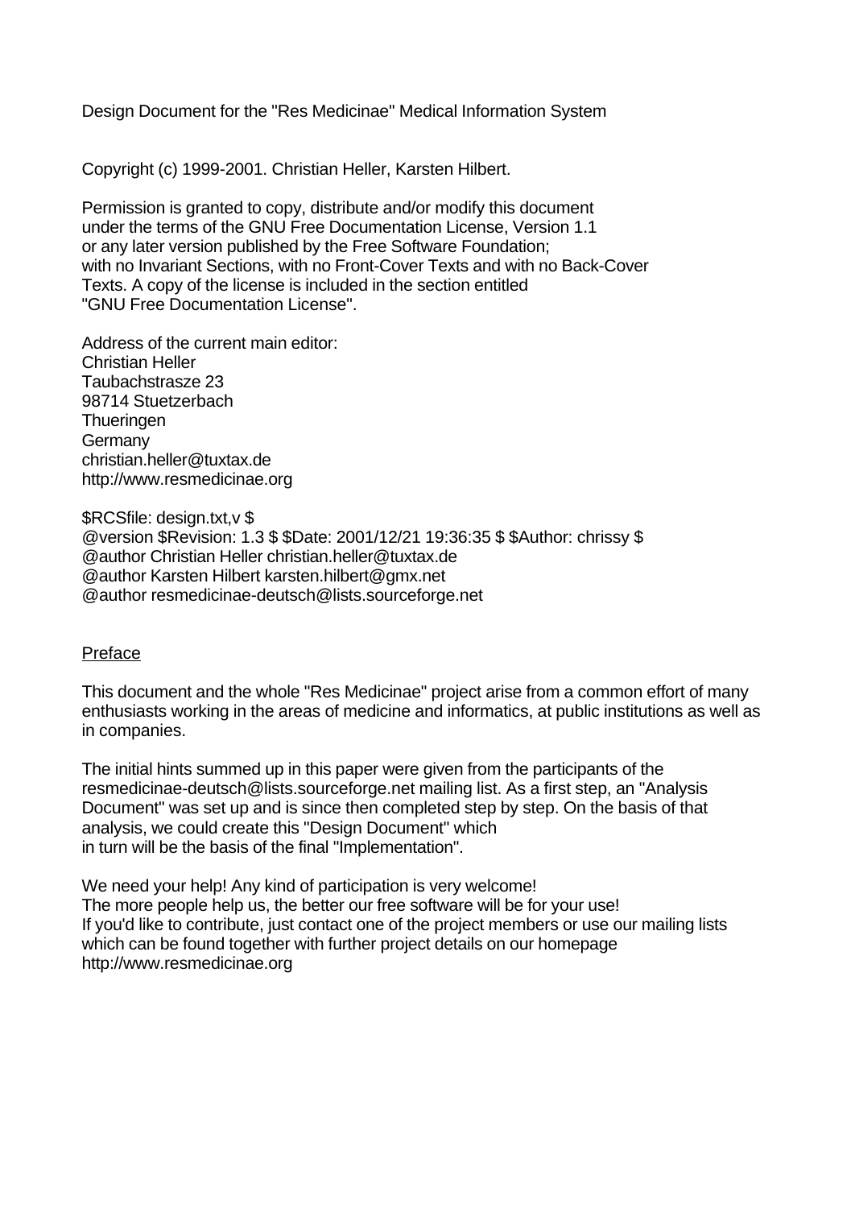# Design Document for the "Res Medicinae" Medical Information System

Copyright (c) 1999-2001. Christian Heller, Karsten Hilbert.

Permission is granted to copy, distribute and/or modify this document
under the terms of the GNU Free Documentation License, Version 1.1
or any later version published by the Free Software Foundation;
with no Invariant Sections, with no Front-Cover Texts and with no Back-Cover
Texts. A copy of the license is included in the section entitled
"GNU Free Documentation License".

Address of the current main editor:
Christian Heller
Taubachstrasze 23
98714 Stuetzerbach
Thueringen
Germany
christian.heller@tuxtax.de
http://www.resmedicinae.org

$RCSfile: design.txt,v $
@version $Revision: 1.3 $ $Date: 2001/12/21 19:36:35 $ $Author: chrissy $
@author Christian Heller christian.heller@tuxtax.de
@author Karsten Hilbert karsten.hilbert@gmx.net
@author resmedicinae-deutsch@lists.sourceforge.net

## Preface

This document and the whole "Res Medicinae" project arise from a common effort of many enthusiasts working in the areas of medicine and informatics, at public institutions as well as in companies.

The initial hints summed up in this paper were given from the participants of the resmedicinae-deutsch@lists.sourceforge.net mailing list. As a first step, an "Analysis Document" was set up and is since then completed step by step. On the basis of that analysis, we could create this "Design Document" which
in turn will be the basis of the final "Implementation".

We need your help! Any kind of participation is very welcome!
The more people help us, the better our free software will be for your use!
If you'd like to contribute, just contact one of the project members or use our mailing lists which can be found together with further project details on our homepage
http://www.resmedicinae.org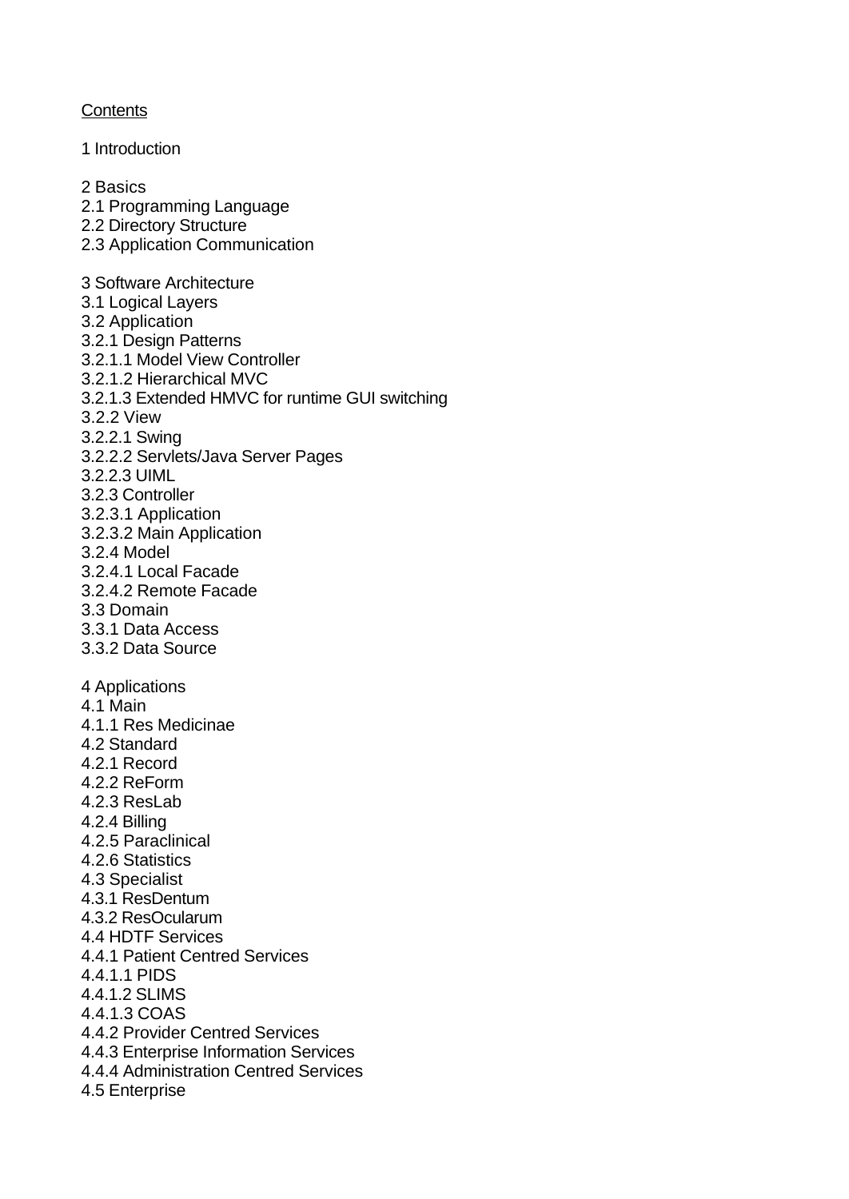Contents

1 Introduction

2 Basics
2.1 Programming Language
2.2 Directory Structure
2.3 Application Communication

3 Software Architecture
3.1 Logical Layers
3.2 Application
3.2.1 Design Patterns
3.2.1.1 Model View Controller
3.2.1.2 Hierarchical MVC
3.2.1.3 Extended HMVC for runtime GUI switching
3.2.2 View
3.2.2.1 Swing
3.2.2.2 Servlets/Java Server Pages
3.2.2.3 UIML
3.2.3 Controller
3.2.3.1 Application
3.2.3.2 Main Application
3.2.4 Model
3.2.4.1 Local Facade
3.2.4.2 Remote Facade
3.3 Domain
3.3.1 Data Access
3.3.2 Data Source

4 Applications
4.1 Main
4.1.1 Res Medicinae
4.2 Standard
4.2.1 Record
4.2.2 ReForm
4.2.3 ResLab
4.2.4 Billing
4.2.5 Paraclinical
4.2.6 Statistics
4.3 Specialist
4.3.1 ResDentum
4.3.2 ResOcularum
4.4 HDTF Services
4.4.1 Patient Centred Services
4.4.1.1 PIDS
4.4.1.2 SLIMS
4.4.1.3 COAS
4.4.2 Provider Centred Services
4.4.3 Enterprise Information Services
4.4.4 Administration Centred Services
4.5 Enterprise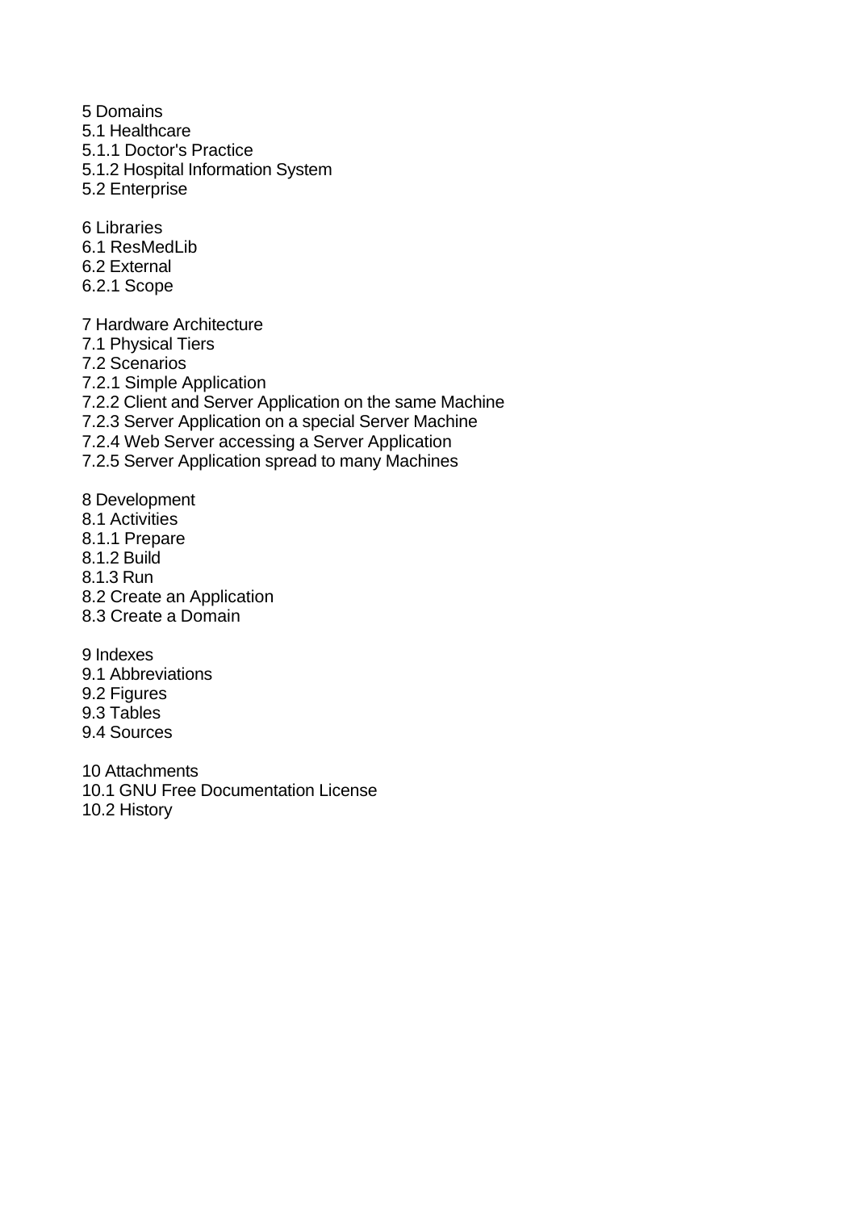5 Domains
5.1 Healthcare
5.1.1 Doctor's Practice
5.1.2 Hospital Information System
5.2 Enterprise

6 Libraries
6.1 ResMedLib
6.2 External
6.2.1 Scope

7 Hardware Architecture
7.1 Physical Tiers
7.2 Scenarios
7.2.1 Simple Application
7.2.2 Client and Server Application on the same Machine
7.2.3 Server Application on a special Server Machine
7.2.4 Web Server accessing a Server Application
7.2.5 Server Application spread to many Machines

8 Development
8.1 Activities
8.1.1 Prepare
8.1.2 Build
8.1.3 Run
8.2 Create an Application
8.3 Create a Domain

9 Indexes
9.1 Abbreviations
9.2 Figures
9.3 Tables
9.4 Sources

10 Attachments
10.1 GNU Free Documentation License
10.2 History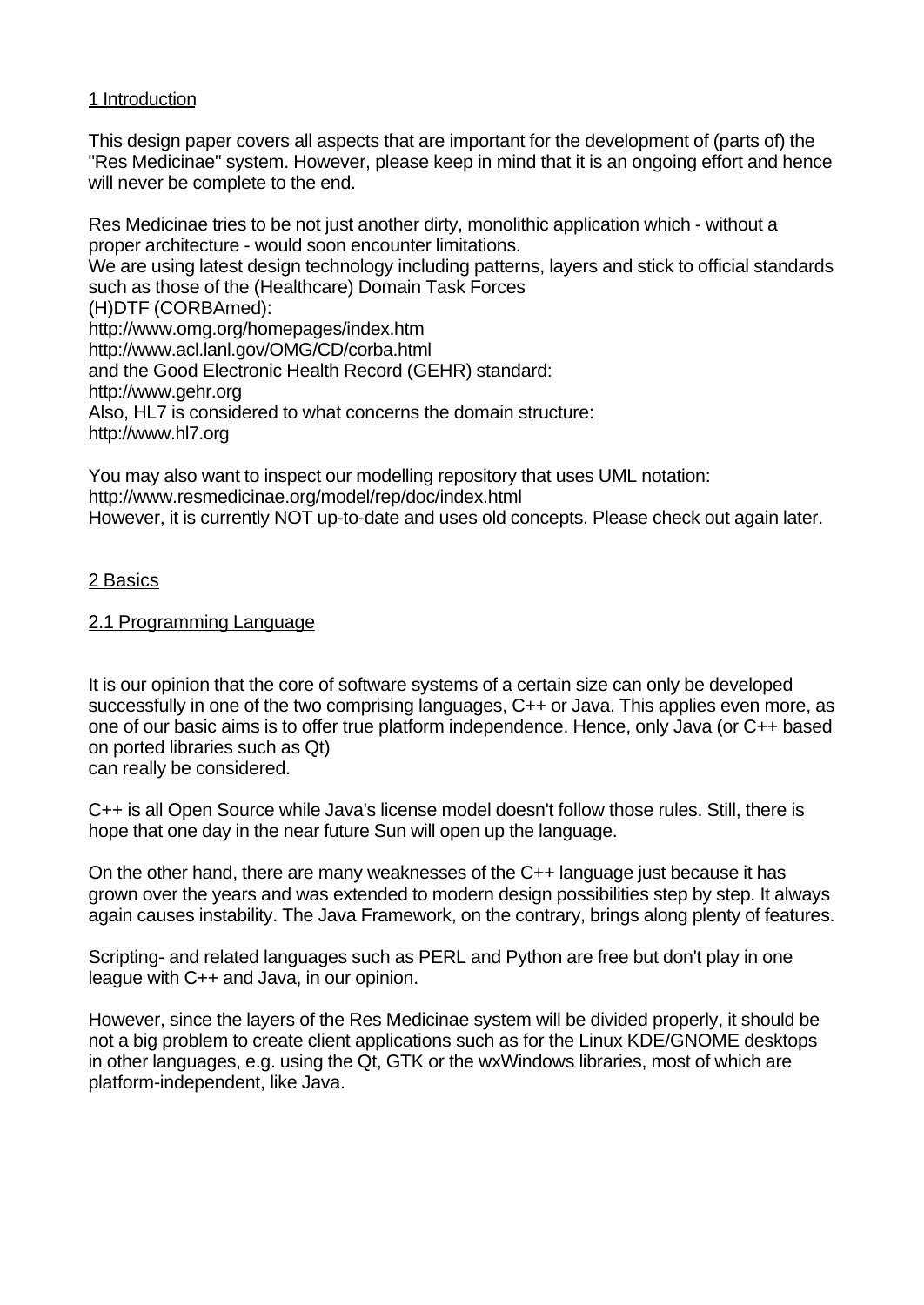## 1 Introduction

This design paper covers all aspects that are important for the development of (parts of) the "Res Medicinae" system. However, please keep in mind that it is an ongoing effort and hence will never be complete to the end.

Res Medicinae tries to be not just another dirty, monolithic application which - without a proper architecture - would soon encounter limitations.
We are using latest design technology including patterns, layers and stick to official standards such as those of the (Healthcare) Domain Task Forces
(H)DTF (CORBAmed):
http://www.omg.org/homepages/index.htm
http://www.acl.lanl.gov/OMG/CD/corba.html
and the Good Electronic Health Record (GEHR) standard:
http://www.gehr.org
Also, HL7 is considered to what concerns the domain structure:
http://www.hl7.org

You may also want to inspect our modelling repository that uses UML notation:
http://www.resmedicinae.org/model/rep/doc/index.html
However, it is currently NOT up-to-date and uses old concepts. Please check out again later.

## 2 Basics

### 2.1 Programming Language

It is our opinion that the core of software systems of a certain size can only be developed successfully in one of the two comprising languages, C++ or Java. This applies even more, as one of our basic aims is to offer true platform independence. Hence, only Java (or C++ based on ported libraries such as Qt)
can really be considered.

C++ is all Open Source while Java's license model doesn't follow those rules. Still, there is hope that one day in the near future Sun will open up the language.

On the other hand, there are many weaknesses of the C++ language just because it has grown over the years and was extended to modern design possibilities step by step. It always again causes instability. The Java Framework, on the contrary, brings along plenty of features.

Scripting- and related languages such as PERL and Python are free but don't play in one league with C++ and Java, in our opinion.

However, since the layers of the Res Medicinae system will be divided properly, it should be not a big problem to create client applications such as for the Linux KDE/GNOME desktops in other languages, e.g. using the Qt, GTK or the wxWindows libraries, most of which are platform-independent, like Java.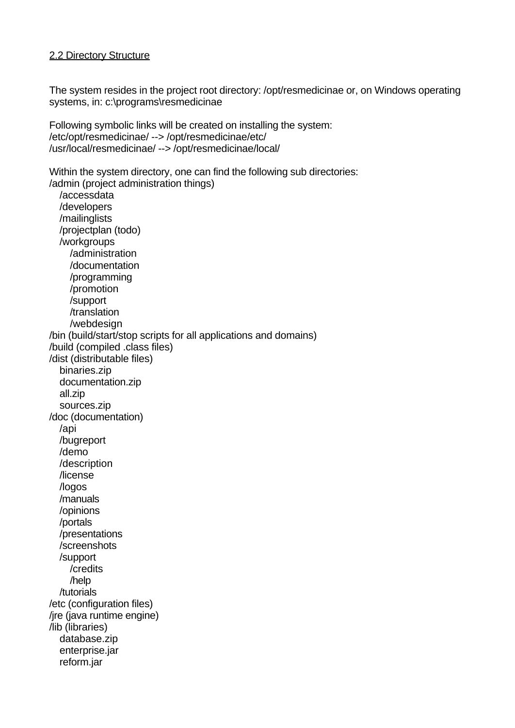## 2.2 Directory Structure

The system resides in the project root directory: /opt/resmedicinae or, on Windows operating systems, in: c:\programs\resmedicinae

Following symbolic links will be created on installing the system:
/etc/opt/resmedicinae/ --> /opt/resmedicinae/etc/
/usr/local/resmedicinae/ --> /opt/resmedicinae/local/

Within the system directory, one can find the following sub directories:

```
/admin (project administration things)
    /accessdata
    /developers
    /mailinglists
    /projectplan (todo)
    /workgroups
        /administration
        /documentation
        /programming
        /promotion
        /support
        /translation
        /webdesign
/bin (build/start/stop scripts for all applications and domains)
/build (compiled .class files)
/dist (distributable files)
    binaries.zip
    documentation.zip
    all.zip
    sources.zip
/doc (documentation)
    /api
    /bugreport
    /demo
    /description
    /license
    /logos
    /manuals
    /opinions
    /portals
    /presentations
    /screenshots
    /support
        /credits
        /help
    /tutorials
/etc (configuration files)
/jre (java runtime engine)
/lib (libraries)
    database.zip
    enterprise.jar
    reform.jar
```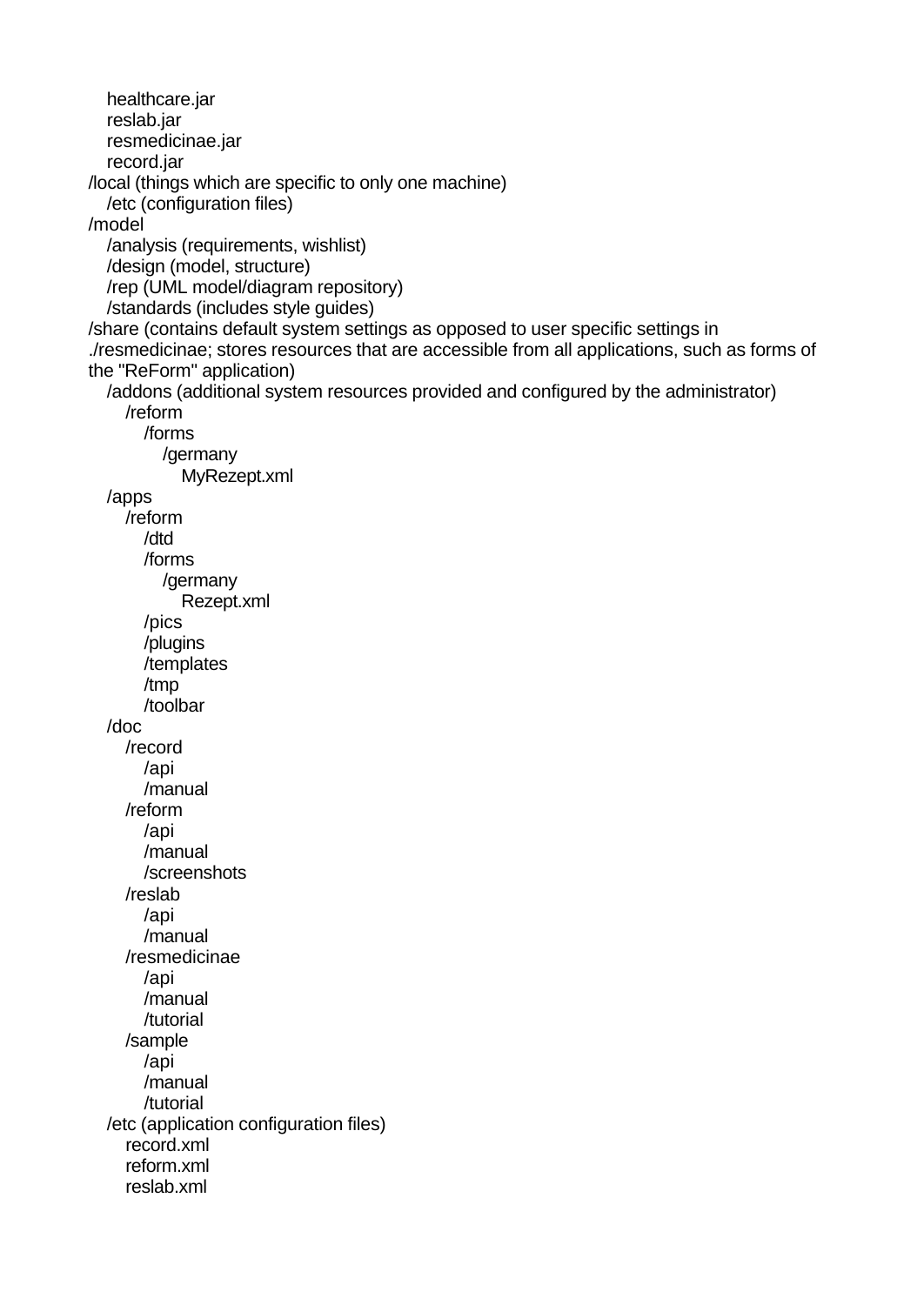```
    healthcare.jar
    reslab.jar
    resmedicinae.jar
    record.jar
/local (things which are specific to only one machine)
    /etc (configuration files)
/model
    /analysis (requirements, wishlist)
    /design (model, structure)
    /rep (UML model/diagram repository)
    /standards (includes style guides)
/share (contains default system settings as opposed to user specific settings in
./resmedicinae; stores resources that are accessible from all applications, such as forms of
the "ReForm" application)
    /addons (additional system resources provided and configured by the administrator)
        /reform
            /forms
                /germany
                    MyRezept.xml
    /apps
        /reform
            /dtd
            /forms
                /germany
                    Rezept.xml
            /pics
            /plugins
            /templates
            /tmp
            /toolbar
    /doc
        /record
            /api
            /manual
        /reform
            /api
            /manual
            /screenshots
        /reslab
            /api
            /manual
        /resmedicinae
            /api
            /manual
            /tutorial
        /sample
            /api
            /manual
            /tutorial
    /etc (application configuration files)
        record.xml
        reform.xml
        reslab.xml
```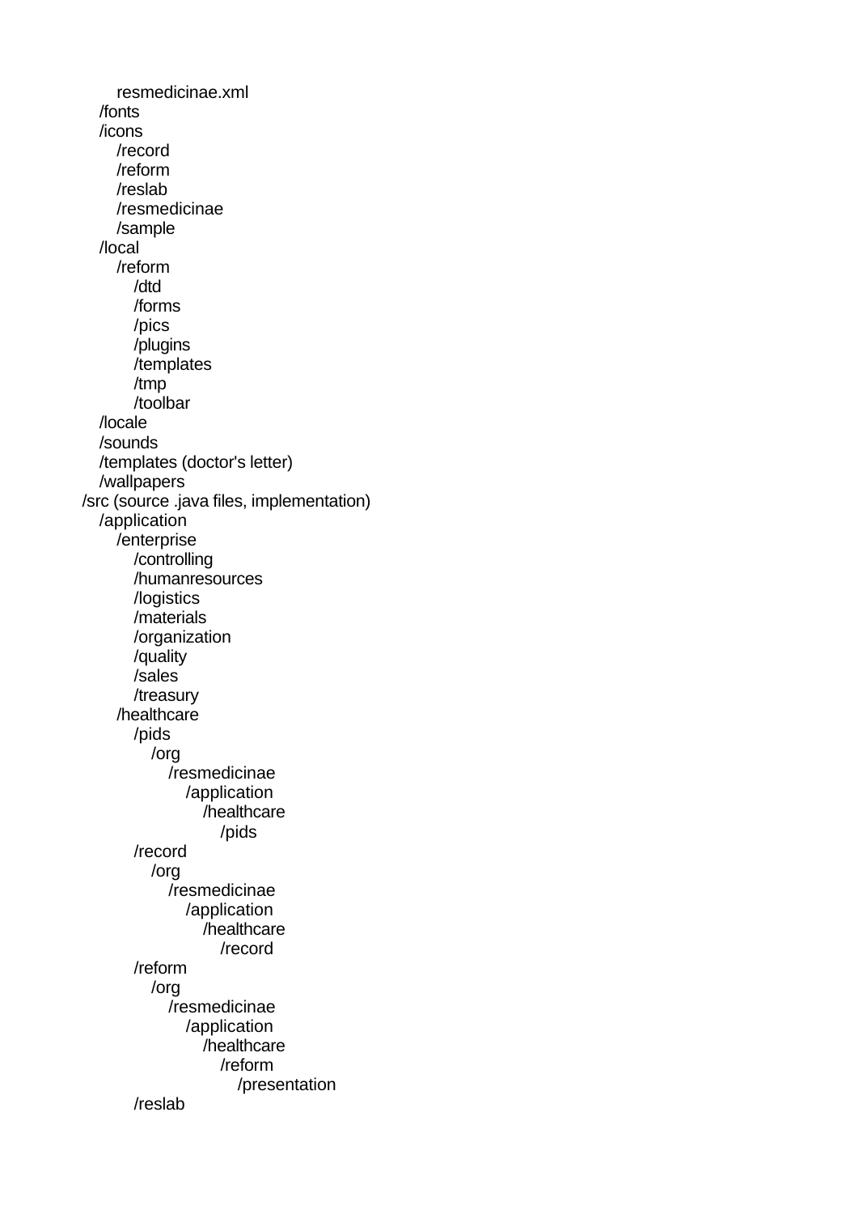```
      resmedicinae.xml
   /fonts
   /icons
      /record
      /reform
      /reslab
      /resmedicinae
      /sample
   /local
      /reform
         /dtd
         /forms
         /pics
         /plugins
         /templates
         /tmp
         /toolbar
   /locale
   /sounds
   /templates (doctor's letter)
   /wallpapers
/src (source .java files, implementation)
   /application
      /enterprise
         /controlling
         /humanresources
         /logistics
         /materials
         /organization
         /quality
         /sales
         /treasury
      /healthcare
         /pids
            /org
               /resmedicinae
                  /application
                     /healthcare
                        /pids
         /record
            /org
               /resmedicinae
                  /application
                     /healthcare
                        /record
         /reform
            /org
               /resmedicinae
                  /application
                     /healthcare
                        /reform
                           /presentation
         /reslab
```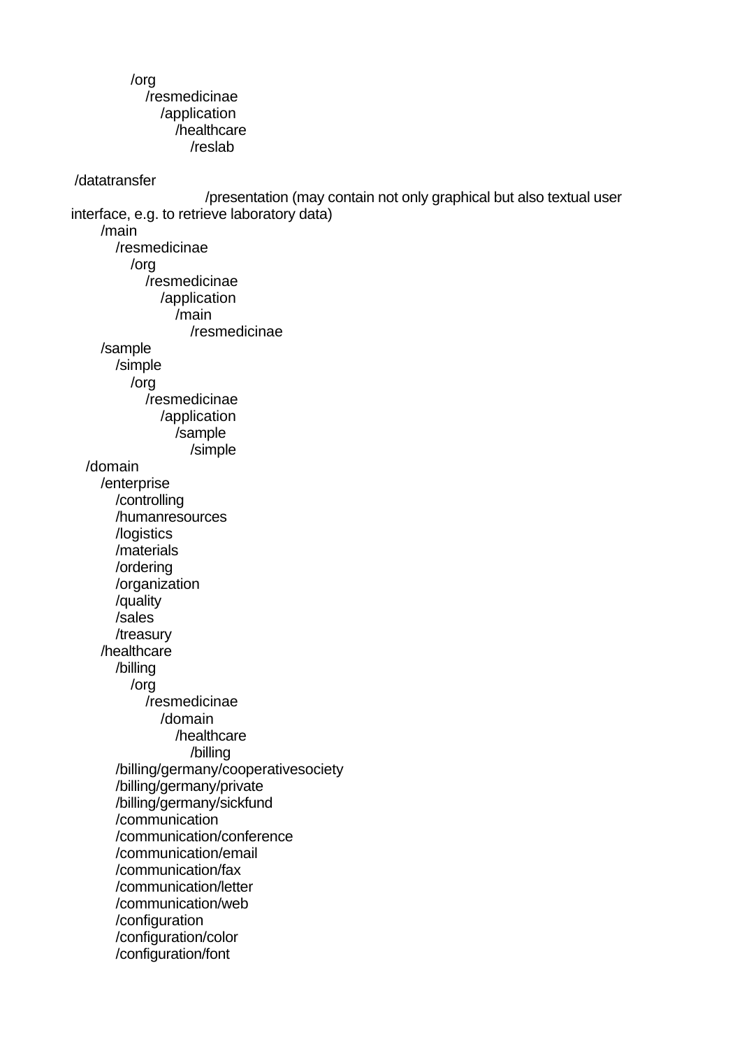```
            /org
               /resmedicinae
                  /application
                     /healthcare
                        /reslab

 /datatransfer
                           /presentation (may contain not only graphical but also textual user
interface, e.g. to retrieve laboratory data)
      /main
         /resmedicinae
            /org
               /resmedicinae
                  /application
                     /main
                        /resmedicinae
      /sample
         /simple
            /org
               /resmedicinae
                  /application
                     /sample
                        /simple
   /domain
      /enterprise
         /controlling
         /humanresources
         /logistics
         /materials
         /ordering
         /organization
         /quality
         /sales
         /treasury
      /healthcare
         /billing
            /org
               /resmedicinae
                  /domain
                     /healthcare
                        /billing
         /billing/germany/cooperativesociety
         /billing/germany/private
         /billing/germany/sickfund
         /communication
         /communication/conference
         /communication/email
         /communication/fax
         /communication/letter
         /communication/web
         /configuration
         /configuration/color
         /configuration/font
```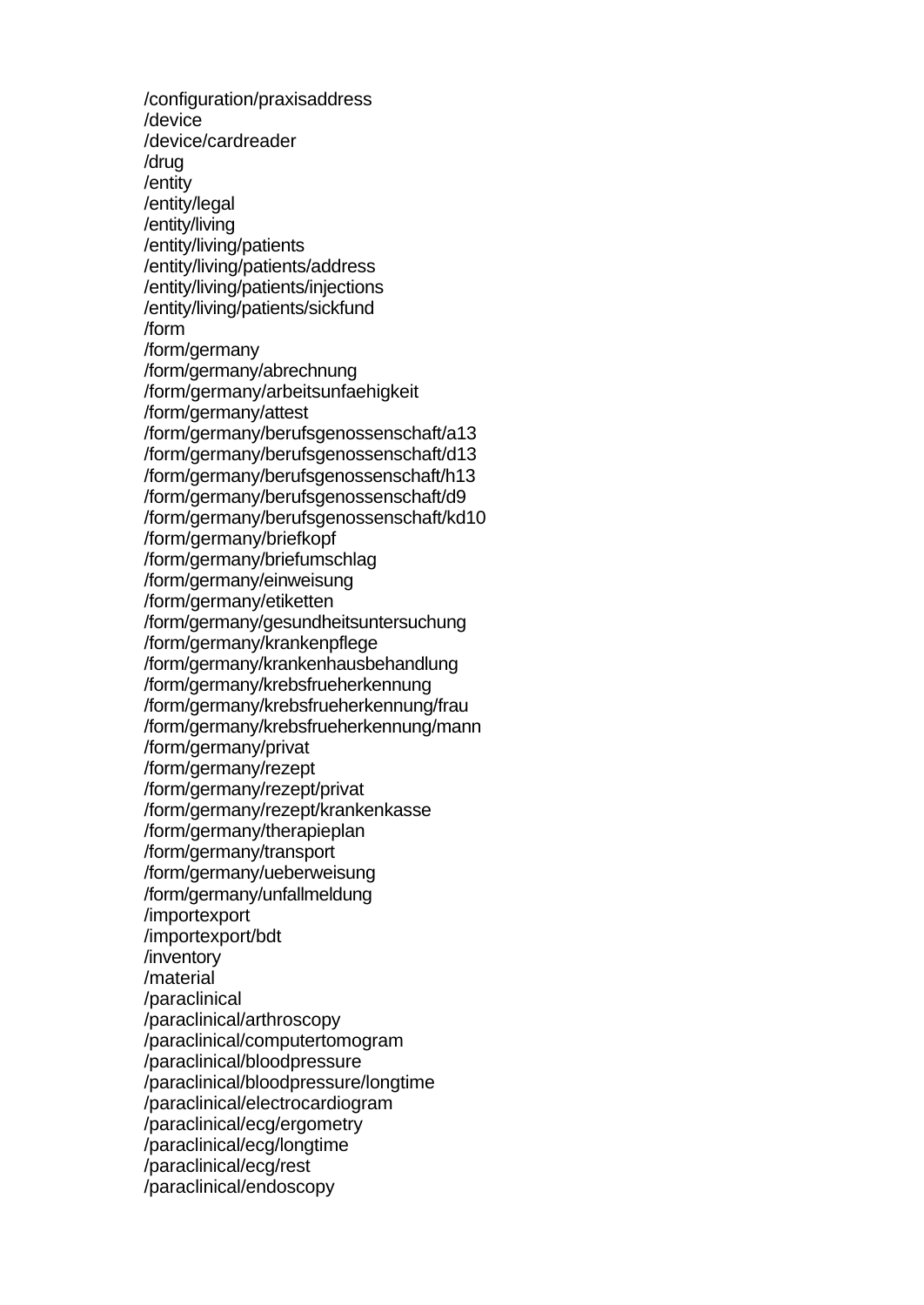/configuration/praxisaddress
/device
/device/cardreader
/drug
/entity
/entity/legal
/entity/living
/entity/living/patients
/entity/living/patients/address
/entity/living/patients/injections
/entity/living/patients/sickfund
/form
/form/germany
/form/germany/abrechnung
/form/germany/arbeitsunfaehigkeit
/form/germany/attest
/form/germany/berufsgenossenschaft/a13
/form/germany/berufsgenossenschaft/d13
/form/germany/berufsgenossenschaft/h13
/form/germany/berufsgenossenschaft/d9
/form/germany/berufsgenossenschaft/kd10
/form/germany/briefkopf
/form/germany/briefumschlag
/form/germany/einweisung
/form/germany/etiketten
/form/germany/gesundheitsuntersuchung
/form/germany/krankenpflege
/form/germany/krankenhausbehandlung
/form/germany/krebsfrueherkennung
/form/germany/krebsfrueherkennung/frau
/form/germany/krebsfrueherkennung/mann
/form/germany/privat
/form/germany/rezept
/form/germany/rezept/privat
/form/germany/rezept/krankenkasse
/form/germany/therapieplan
/form/germany/transport
/form/germany/ueberweisung
/form/germany/unfallmeldung
/importexport
/importexport/bdt
/inventory
/material
/paraclinical
/paraclinical/arthroscopy
/paraclinical/computertomogram
/paraclinical/bloodpressure
/paraclinical/bloodpressure/longtime
/paraclinical/electrocardiogram
/paraclinical/ecg/ergometry
/paraclinical/ecg/longtime
/paraclinical/ecg/rest
/paraclinical/endoscopy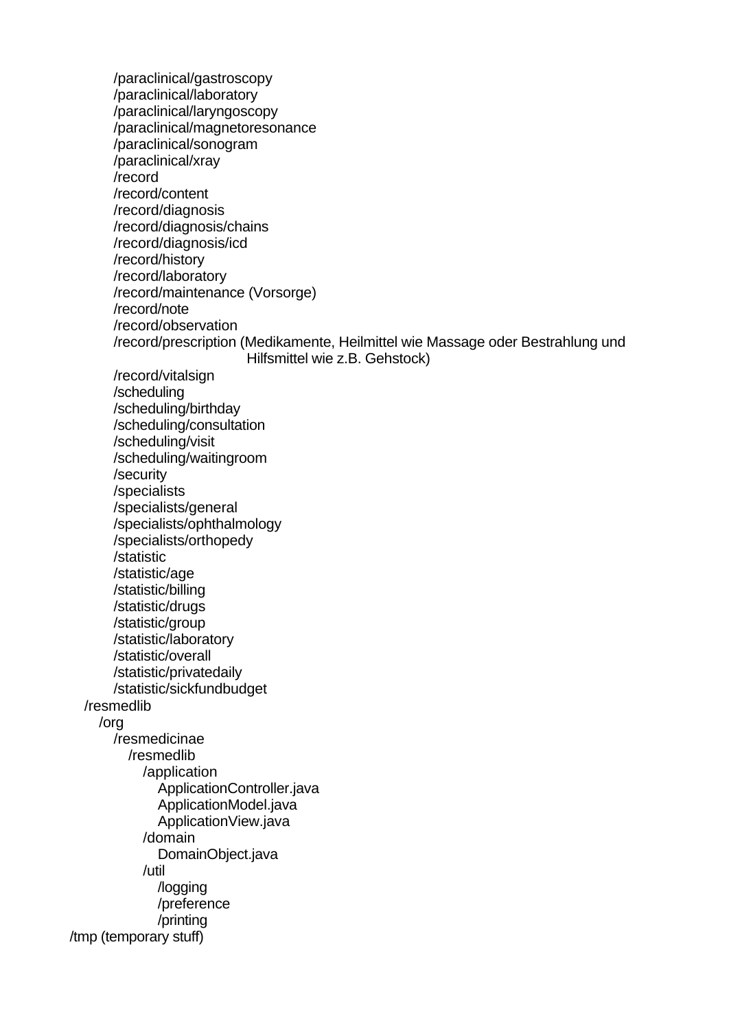```
        /paraclinical/gastroscopy
        /paraclinical/laboratory
        /paraclinical/laryngoscopy
        /paraclinical/magnetoresonance
        /paraclinical/sonogram
        /paraclinical/xray
        /record
        /record/content
        /record/diagnosis
        /record/diagnosis/chains
        /record/diagnosis/icd
        /record/history
        /record/laboratory
        /record/maintenance (Vorsorge)
        /record/note
        /record/observation
        /record/prescription (Medikamente, Heilmittel wie Massage oder Bestrahlung und
                              Hilfsmittel wie z.B. Gehstock)
        /record/vitalsign
        /scheduling
        /scheduling/birthday
        /scheduling/consultation
        /scheduling/visit
        /scheduling/waitingroom
        /security
        /specialists
        /specialists/general
        /specialists/ophthalmology
        /specialists/orthopedy
        /statistic
        /statistic/age
        /statistic/billing
        /statistic/drugs
        /statistic/group
        /statistic/laboratory
        /statistic/overall
        /statistic/privatedaily
        /statistic/sickfundbudget
    /resmedlib
      /org
        /resmedicinae
          /resmedlib
            /application
              ApplicationController.java
              ApplicationModel.java
              ApplicationView.java
            /domain
              DomainObject.java
            /util
              /logging
              /preference
              /printing
/tmp (temporary stuff)
```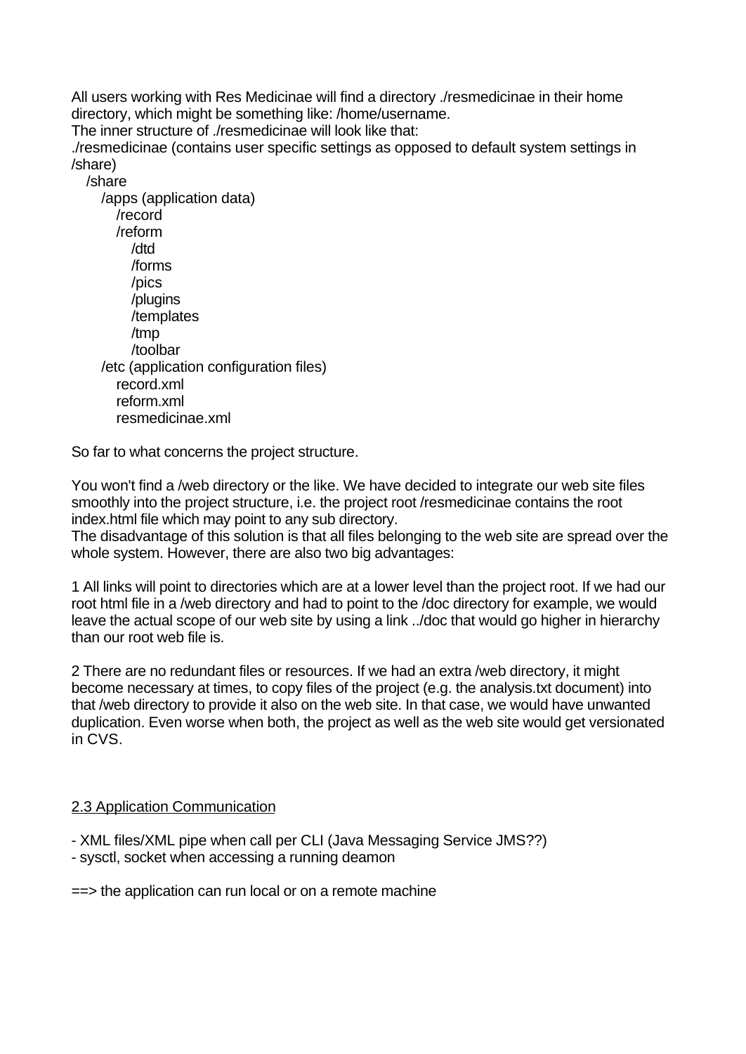All users working with Res Medicinae will find a directory ./resmedicinae in their home directory, which might be something like: /home/username.
The inner structure of ./resmedicinae will look like that:

```
./resmedicinae (contains user specific settings as opposed to default system settings in /share)
   /share
      /apps (application data)
         /record
         /reform
            /dtd
            /forms
            /pics
            /plugins
            /templates
            /tmp
            /toolbar
      /etc (application configuration files)
         record.xml
         reform.xml
         resmedicinae.xml
```

So far to what concerns the project structure.

You won't find a /web directory or the like. We have decided to integrate our web site files smoothly into the project structure, i.e. the project root /resmedicinae contains the root index.html file which may point to any sub directory.
The disadvantage of this solution is that all files belonging to the web site are spread over the whole system. However, there are also two big advantages:

1 All links will point to directories which are at a lower level than the project root. If we had our root html file in a /web directory and had to point to the /doc directory for example, we would leave the actual scope of our web site by using a link ../doc that would go higher in hierarchy than our root web file is.

2 There are no redundant files or resources. If we had an extra /web directory, it might become necessary at times, to copy files of the project (e.g. the analysis.txt document) into that /web directory to provide it also on the web site. In that case, we would have unwanted duplication. Even worse when both, the project as well as the web site would get versionated in CVS.

## 2.3 Application Communication

- XML files/XML pipe when call per CLI (Java Messaging Service JMS??)
- sysctl, socket when accessing a running deamon

==> the application can run local or on a remote machine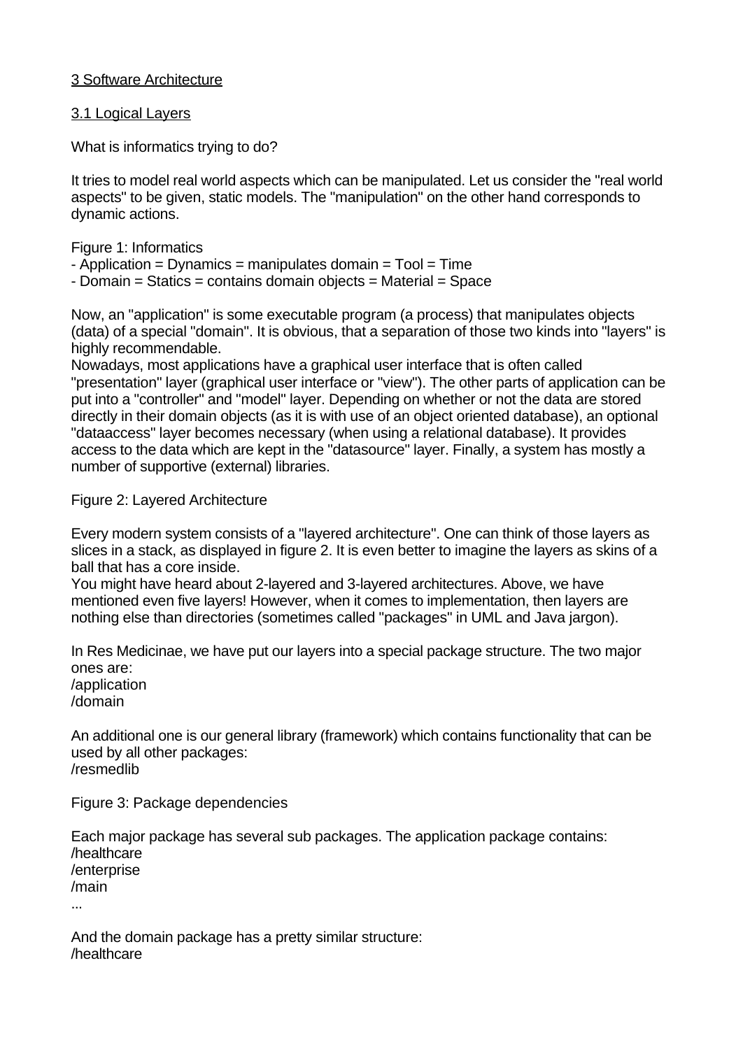## 3 Software Architecture

### 3.1 Logical Layers

What is informatics trying to do?

It tries to model real world aspects which can be manipulated. Let us consider the "real world aspects" to be given, static models. The "manipulation" on the other hand corresponds to dynamic actions.

Figure 1: Informatics
- Application = Dynamics = manipulates domain = Tool = Time
- Domain = Statics = contains domain objects = Material = Space

Now, an "application" is some executable program (a process) that manipulates objects (data) of a special "domain". It is obvious, that a separation of those two kinds into "layers" is highly recommendable.
Nowadays, most applications have a graphical user interface that is often called "presentation" layer (graphical user interface or "view"). The other parts of application can be put into a "controller" and "model" layer. Depending on whether or not the data are stored directly in their domain objects (as it is with use of an object oriented database), an optional "dataaccess" layer becomes necessary (when using a relational database). It provides access to the data which are kept in the "datasource" layer. Finally, a system has mostly a number of supportive (external) libraries.

Figure 2: Layered Architecture

Every modern system consists of a "layered architecture". One can think of those layers as slices in a stack, as displayed in figure 2. It is even better to imagine the layers as skins of a ball that has a core inside.
You might have heard about 2-layered and 3-layered architectures. Above, we have mentioned even five layers! However, when it comes to implementation, then layers are nothing else than directories (sometimes called "packages" in UML and Java jargon).

In Res Medicinae, we have put our layers into a special package structure. The two major ones are:
/application
/domain

An additional one is our general library (framework) which contains functionality that can be used by all other packages:
/resmedlib

Figure 3: Package dependencies

Each major package has several sub packages. The application package contains:
/healthcare
/enterprise
/main
...

And the domain package has a pretty similar structure:
/healthcare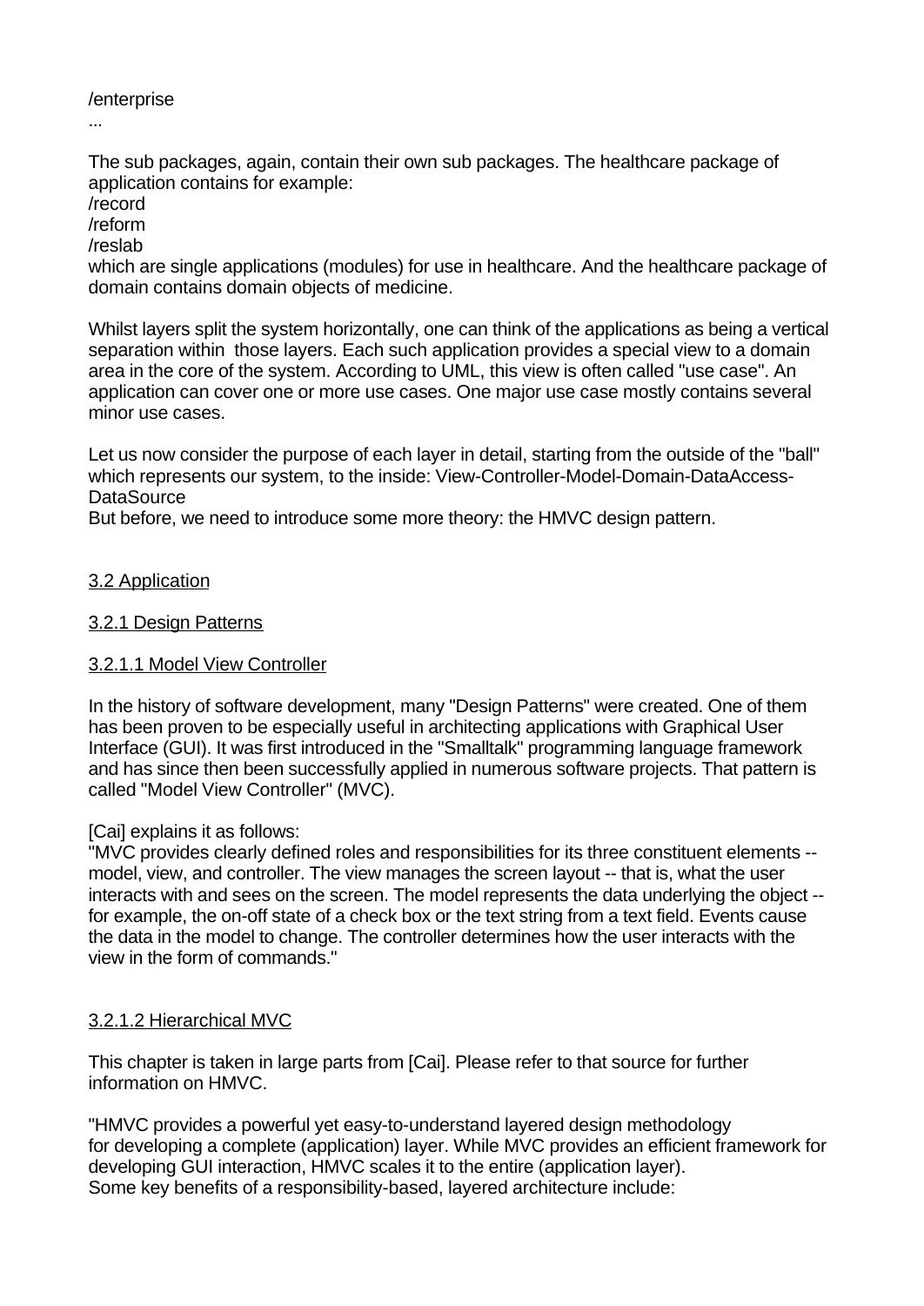/enterprise
...

The sub packages, again, contain their own sub packages. The healthcare package of application contains for example:
/record
/reform
/reslab
which are single applications (modules) for use in healthcare. And the healthcare package of domain contains domain objects of medicine.

Whilst layers split the system horizontally, one can think of the applications as being a vertical separation within those layers. Each such application provides a special view to a domain area in the core of the system. According to UML, this view is often called "use case". An application can cover one or more use cases. One major use case mostly contains several minor use cases.

Let us now consider the purpose of each layer in detail, starting from the outside of the "ball" which represents our system, to the inside: View-Controller-Model-Domain-DataAccess-DataSource
But before, we need to introduce some more theory: the HMVC design pattern.

## 3.2 Application

### 3.2.1 Design Patterns

#### 3.2.1.1 Model View Controller

In the history of software development, many "Design Patterns" were created. One of them has been proven to be especially useful in architecting applications with Graphical User Interface (GUI). It was first introduced in the "Smalltalk" programming language framework and has since then been successfully applied in numerous software projects. That pattern is called "Model View Controller" (MVC).

[Cai] explains it as follows:
"MVC provides clearly defined roles and responsibilities for its three constituent elements -- model, view, and controller. The view manages the screen layout -- that is, what the user interacts with and sees on the screen. The model represents the data underlying the object -- for example, the on-off state of a check box or the text string from a text field. Events cause the data in the model to change. The controller determines how the user interacts with the view in the form of commands."

#### 3.2.1.2 Hierarchical MVC

This chapter is taken in large parts from [Cai]. Please refer to that source for further information on HMVC.

"HMVC provides a powerful yet easy-to-understand layered design methodology for developing a complete (application) layer. While MVC provides an efficient framework for developing GUI interaction, HMVC scales it to the entire (application layer).
Some key benefits of a responsibility-based, layered architecture include: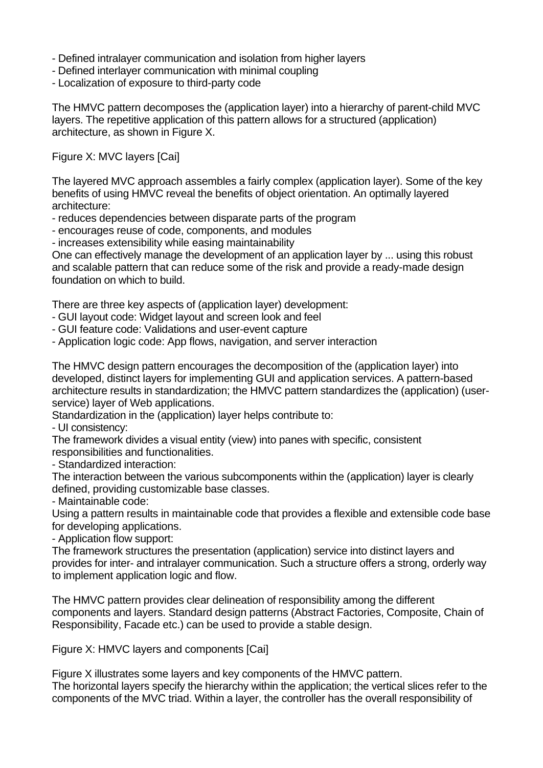- Defined intralayer communication and isolation from higher layers
- Defined interlayer communication with minimal coupling
- Localization of exposure to third-party code

The HMVC pattern decomposes the (application layer) into a hierarchy of parent-child MVC layers. The repetitive application of this pattern allows for a structured (application) architecture, as shown in Figure X.

Figure X: MVC layers [Cai]

The layered MVC approach assembles a fairly complex (application layer). Some of the key benefits of using HMVC reveal the benefits of object orientation. An optimally layered architecture:
- reduces dependencies between disparate parts of the program
- encourages reuse of code, components, and modules
- increases extensibility while easing maintainability

One can effectively manage the development of an application layer by ... using this robust and scalable pattern that can reduce some of the risk and provide a ready-made design foundation on which to build.

There are three key aspects of (application layer) development:
- GUI layout code: Widget layout and screen look and feel
- GUI feature code: Validations and user-event capture
- Application logic code: App flows, navigation, and server interaction

The HMVC design pattern encourages the decomposition of the (application layer) into developed, distinct layers for implementing GUI and application services. A pattern-based architecture results in standardization; the HMVC pattern standardizes the (application) (user-service) layer of Web applications.
Standardization in the (application) layer helps contribute to:
- UI consistency:
The framework divides a visual entity (view) into panes with specific, consistent responsibilities and functionalities.
- Standardized interaction:
The interaction between the various subcomponents within the (application) layer is clearly defined, providing customizable base classes.
- Maintainable code:
Using a pattern results in maintainable code that provides a flexible and extensible code base for developing applications.
- Application flow support:
The framework structures the presentation (application) service into distinct layers and provides for inter- and intralayer communication. Such a structure offers a strong, orderly way to implement application logic and flow.

The HMVC pattern provides clear delineation of responsibility among the different components and layers. Standard design patterns (Abstract Factories, Composite, Chain of Responsibility, Facade etc.) can be used to provide a stable design.

Figure X: HMVC layers and components [Cai]

Figure X illustrates some layers and key components of the HMVC pattern.
The horizontal layers specify the hierarchy within the application; the vertical slices refer to the components of the MVC triad. Within a layer, the controller has the overall responsibility of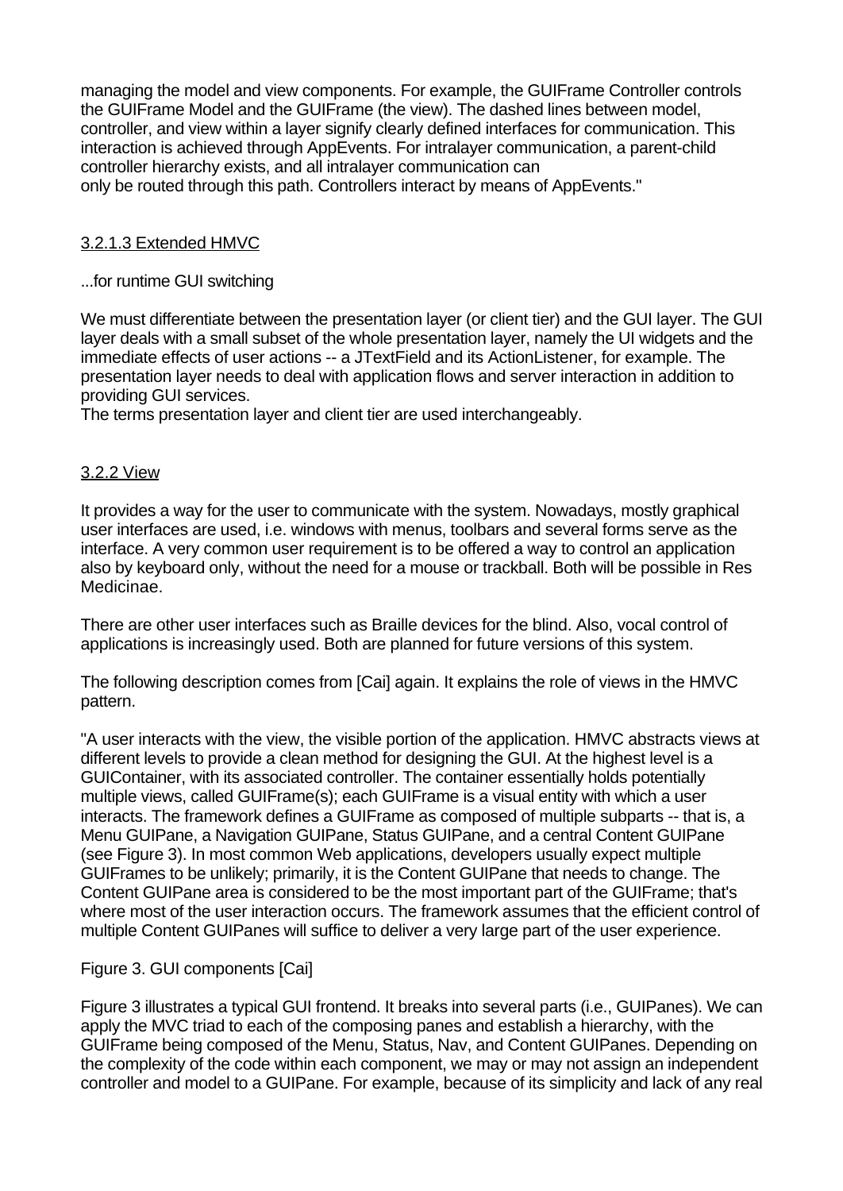managing the model and view components. For example, the GUIFrame Controller controls the GUIFrame Model and the GUIFrame (the view). The dashed lines between model, controller, and view within a layer signify clearly defined interfaces for communication. This interaction is achieved through AppEvents. For intralayer communication, a parent-child controller hierarchy exists, and all intralayer communication can
only be routed through this path. Controllers interact by means of AppEvents."

#### 3.2.1.3 Extended HMVC

...for runtime GUI switching

We must differentiate between the presentation layer (or client tier) and the GUI layer. The GUI layer deals with a small subset of the whole presentation layer, namely the UI widgets and the immediate effects of user actions -- a JTextField and its ActionListener, for example. The presentation layer needs to deal with application flows and server interaction in addition to providing GUI services.
The terms presentation layer and client tier are used interchangeably.

### 3.2.2 View

It provides a way for the user to communicate with the system. Nowadays, mostly graphical user interfaces are used, i.e. windows with menus, toolbars and several forms serve as the interface. A very common user requirement is to be offered a way to control an application also by keyboard only, without the need for a mouse or trackball. Both will be possible in Res Medicinae.

There are other user interfaces such as Braille devices for the blind. Also, vocal control of applications is increasingly used. Both are planned for future versions of this system.

The following description comes from [Cai] again. It explains the role of views in the HMVC pattern.

"A user interacts with the view, the visible portion of the application. HMVC abstracts views at different levels to provide a clean method for designing the GUI. At the highest level is a GUIContainer, with its associated controller. The container essentially holds potentially multiple views, called GUIFrame(s); each GUIFrame is a visual entity with which a user interacts. The framework defines a GUIFrame as composed of multiple subparts -- that is, a Menu GUIPane, a Navigation GUIPane, Status GUIPane, and a central Content GUIPane (see Figure 3). In most common Web applications, developers usually expect multiple GUIFrames to be unlikely; primarily, it is the Content GUIPane that needs to change. The Content GUIPane area is considered to be the most important part of the GUIFrame; that's where most of the user interaction occurs. The framework assumes that the efficient control of multiple Content GUIPanes will suffice to deliver a very large part of the user experience.

Figure 3. GUI components [Cai]

Figure 3 illustrates a typical GUI frontend. It breaks into several parts (i.e., GUIPanes). We can apply the MVC triad to each of the composing panes and establish a hierarchy, with the GUIFrame being composed of the Menu, Status, Nav, and Content GUIPanes. Depending on the complexity of the code within each component, we may or may not assign an independent controller and model to a GUIPane. For example, because of its simplicity and lack of any real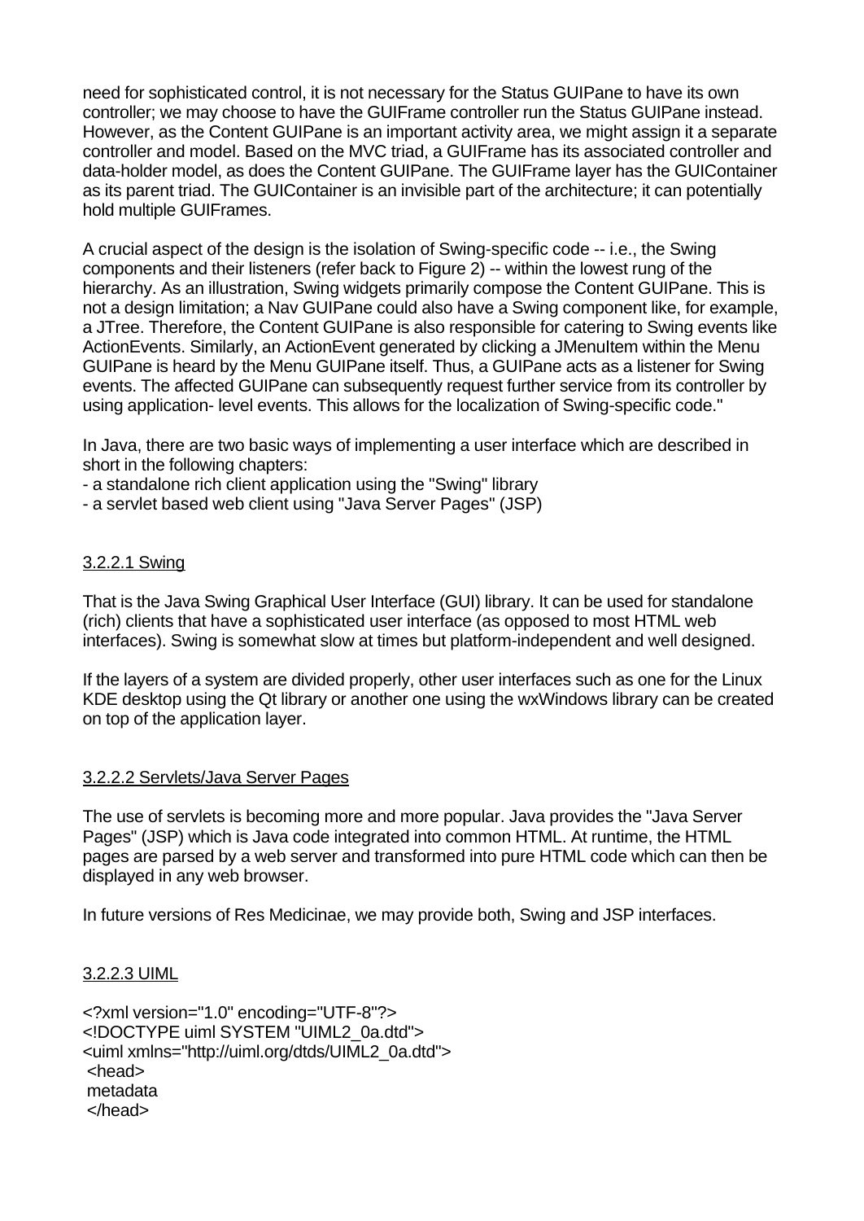need for sophisticated control, it is not necessary for the Status GUIPane to have its own controller; we may choose to have the GUIFrame controller run the Status GUIPane instead. However, as the Content GUIPane is an important activity area, we might assign it a separate controller and model. Based on the MVC triad, a GUIFrame has its associated controller and data-holder model, as does the Content GUIPane. The GUIFrame layer has the GUIContainer as its parent triad. The GUIContainer is an invisible part of the architecture; it can potentially hold multiple GUIFrames.

A crucial aspect of the design is the isolation of Swing-specific code -- i.e., the Swing components and their listeners (refer back to Figure 2) -- within the lowest rung of the hierarchy. As an illustration, Swing widgets primarily compose the Content GUIPane. This is not a design limitation; a Nav GUIPane could also have a Swing component like, for example, a JTree. Therefore, the Content GUIPane is also responsible for catering to Swing events like ActionEvents. Similarly, an ActionEvent generated by clicking a JMenuItem within the Menu GUIPane is heard by the Menu GUIPane itself. Thus, a GUIPane acts as a listener for Swing events. The affected GUIPane can subsequently request further service from its controller by using application- level events. This allows for the localization of Swing-specific code."

In Java, there are two basic ways of implementing a user interface which are described in short in the following chapters:
- a standalone rich client application using the "Swing" library
- a servlet based web client using "Java Server Pages" (JSP)

#### 3.2.2.1 Swing

That is the Java Swing Graphical User Interface (GUI) library. It can be used for standalone (rich) clients that have a sophisticated user interface (as opposed to most HTML web interfaces). Swing is somewhat slow at times but platform-independent and well designed.

If the layers of a system are divided properly, other user interfaces such as one for the Linux KDE desktop using the Qt library or another one using the wxWindows library can be created on top of the application layer.

#### 3.2.2.2 Servlets/Java Server Pages

The use of servlets is becoming more and more popular. Java provides the "Java Server Pages" (JSP) which is Java code integrated into common HTML. At runtime, the HTML pages are parsed by a web server and transformed into pure HTML code which can then be displayed in any web browser.

In future versions of Res Medicinae, we may provide both, Swing and JSP interfaces.

#### 3.2.2.3 UIML

```
<?xml version="1.0" encoding="UTF-8"?>
<!DOCTYPE uiml SYSTEM "UIML2_0a.dtd">
<uiml xmlns="http://uiml.org/dtds/UIML2_0a.dtd">
 <head>
 metadata
 </head>
```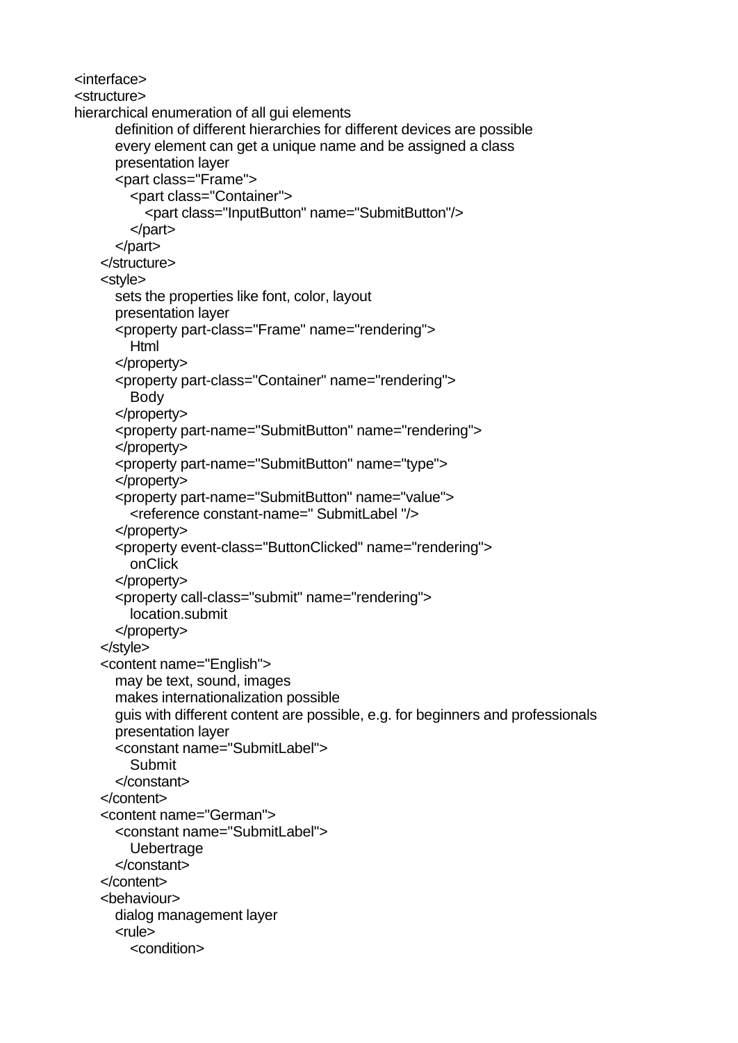```
<interface>
<structure>
hierarchical enumeration of all gui elements
        definition of different hierarchies for different devices are possible
        every element can get a unique name and be assigned a class
        presentation layer
        <part class="Frame">
            <part class="Container">
                <part class="InputButton" name="SubmitButton"/>
            </part>
        </part>
    </structure>
    <style>
        sets the properties like font, color, layout
        presentation layer
        <property part-class="Frame" name="rendering">
            Html
        </property>
        <property part-class="Container" name="rendering">
            Body
        </property>
        <property part-name="SubmitButton" name="rendering">
        </property>
        <property part-name="SubmitButton" name="type">
        </property>
        <property part-name="SubmitButton" name="value">
            <reference constant-name=" SubmitLabel "/>
        </property>
        <property event-class="ButtonClicked" name="rendering">
            onClick
        </property>
        <property call-class="submit" name="rendering">
            location.submit
        </property>
    </style>
    <content name="English">
        may be text, sound, images
        makes internationalization possible
        guis with different content are possible, e.g. for beginners and professionals
        presentation layer
        <constant name="SubmitLabel">
            Submit
        </constant>
    </content>
    <content name="German">
        <constant name="SubmitLabel">
            Uebertrage
        </constant>
    </content>
    <behaviour>
        dialog management layer
        <rule>
            <condition>
```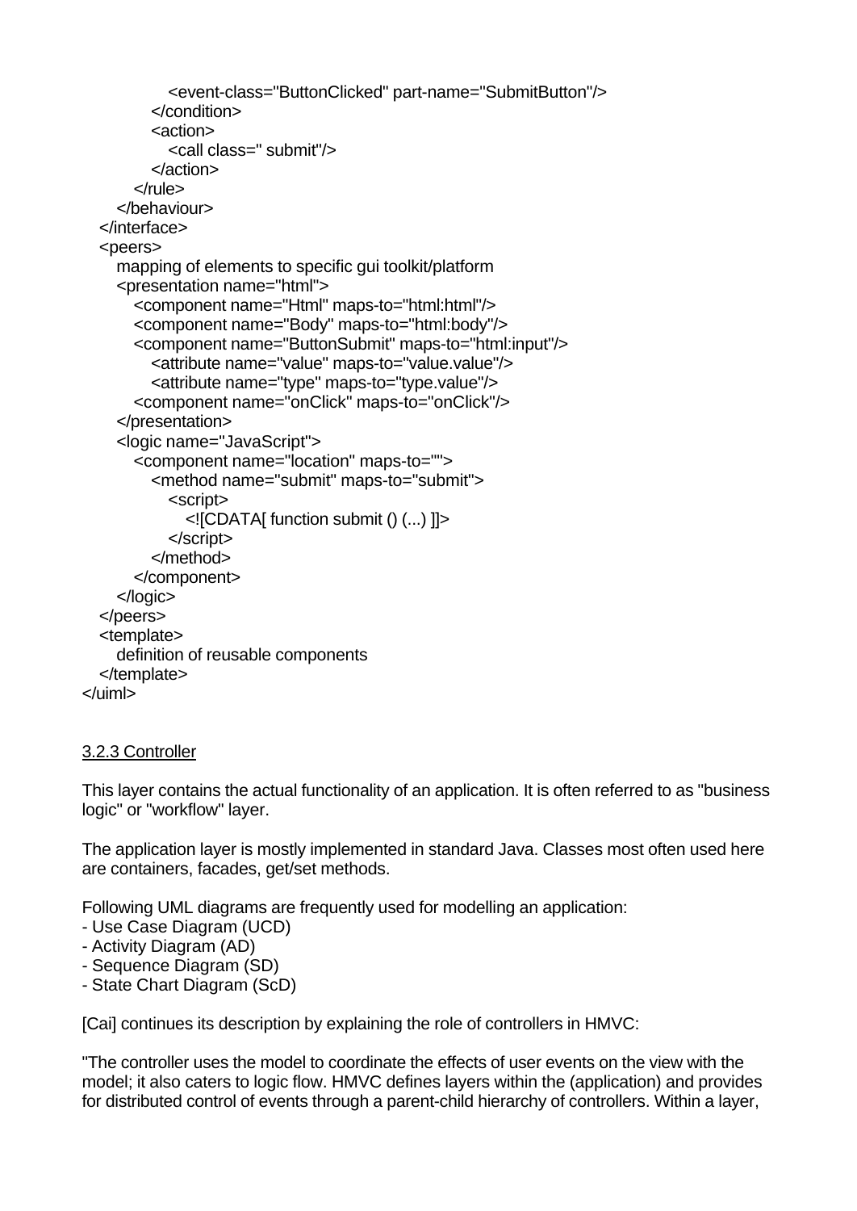```
            <event-class="ButtonClicked" part-name="SubmitButton"/>
          </condition>
          <action>
            <call class=" submit"/>
          </action>
        </rule>
      </behaviour>
   </interface>
   <peers>
      mapping of elements to specific gui toolkit/platform
      <presentation name="html">
        <component name="Html" maps-to="html:html"/>
        <component name="Body" maps-to="html:body"/>
        <component name="ButtonSubmit" maps-to="html:input"/>
          <attribute name="value" maps-to="value.value"/>
          <attribute name="type" maps-to="type.value"/>
        <component name="onClick" maps-to="onClick"/>
      </presentation>
      <logic name="JavaScript">
        <component name="location" maps-to="">
          <method name="submit" maps-to="submit">
            <script>
              <![CDATA[ function submit () (...) ]]>
            </script>
          </method>
        </component>
      </logic>
   </peers>
   <template>
      definition of reusable components
   </template>
</uiml>
```

3.2.3 Controller

This layer contains the actual functionality of an application. It is often referred to as "business logic" or "workflow" layer.

The application layer is mostly implemented in standard Java. Classes most often used here are containers, facades, get/set methods.

Following UML diagrams are frequently used for modelling an application:
- Use Case Diagram (UCD)
- Activity Diagram (AD)
- Sequence Diagram (SD)
- State Chart Diagram (ScD)

[Cai] continues its description by explaining the role of controllers in HMVC:

"The controller uses the model to coordinate the effects of user events on the view with the model; it also caters to logic flow. HMVC defines layers within the (application) and provides for distributed control of events through a parent-child hierarchy of controllers. Within a layer,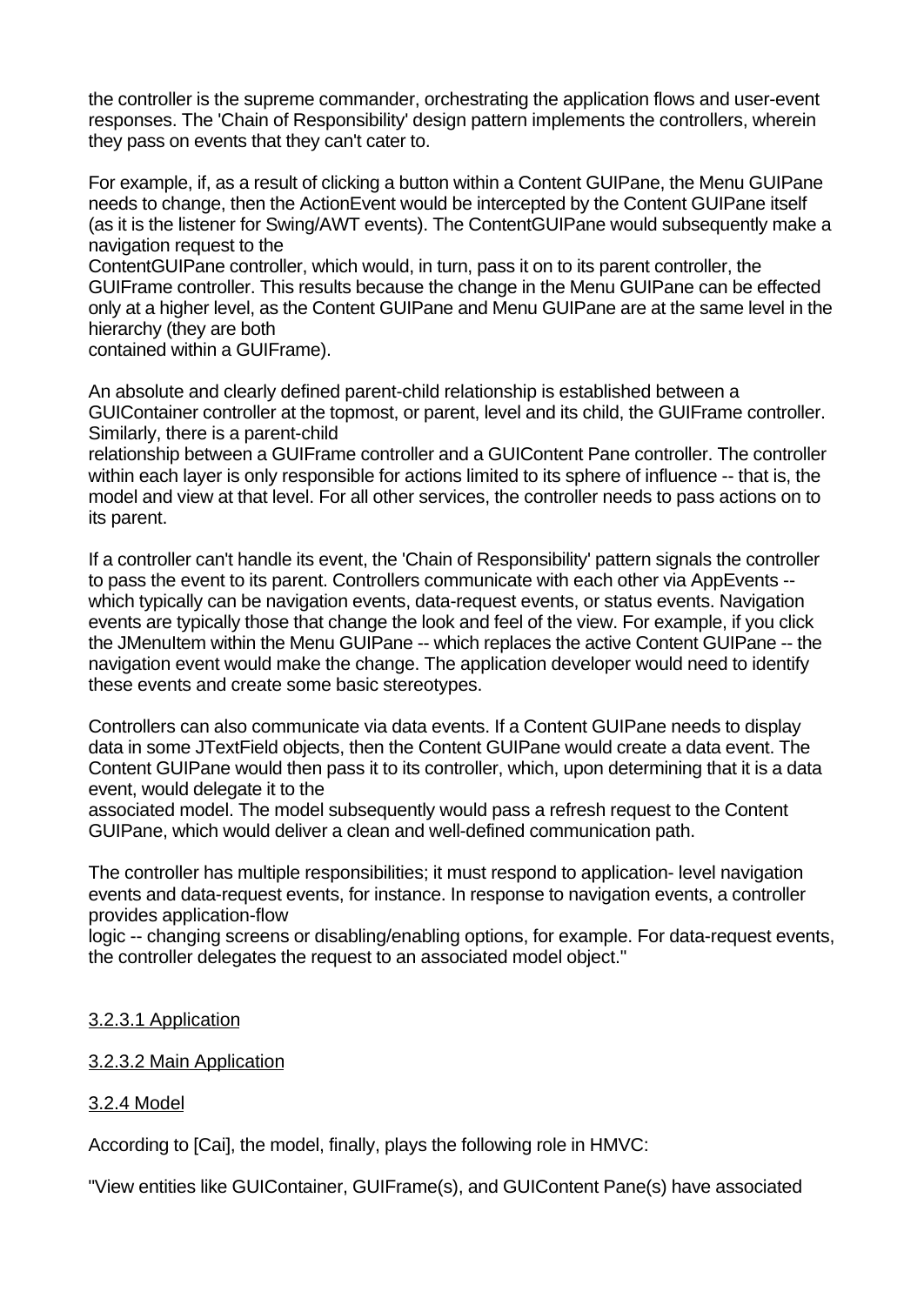the controller is the supreme commander, orchestrating the application flows and user-event responses. The 'Chain of Responsibility' design pattern implements the controllers, wherein they pass on events that they can't cater to.

For example, if, as a result of clicking a button within a Content GUIPane, the Menu GUIPane needs to change, then the ActionEvent would be intercepted by the Content GUIPane itself (as it is the listener for Swing/AWT events). The ContentGUIPane would subsequently make a navigation request to the ContentGUIPane controller, which would, in turn, pass it on to its parent controller, the GUIFrame controller. This results because the change in the Menu GUIPane can be effected only at a higher level, as the Content GUIPane and Menu GUIPane are at the same level in the hierarchy (they are both contained within a GUIFrame).

An absolute and clearly defined parent-child relationship is established between a GUIContainer controller at the topmost, or parent, level and its child, the GUIFrame controller. Similarly, there is a parent-child relationship between a GUIFrame controller and a GUIContent Pane controller. The controller within each layer is only responsible for actions limited to its sphere of influence -- that is, the model and view at that level. For all other services, the controller needs to pass actions on to its parent.

If a controller can't handle its event, the 'Chain of Responsibility' pattern signals the controller to pass the event to its parent. Controllers communicate with each other via AppEvents -- which typically can be navigation events, data-request events, or status events. Navigation events are typically those that change the look and feel of the view. For example, if you click the JMenuItem within the Menu GUIPane -- which replaces the active Content GUIPane -- the navigation event would make the change. The application developer would need to identify these events and create some basic stereotypes.

Controllers can also communicate via data events. If a Content GUIPane needs to display data in some JTextField objects, then the Content GUIPane would create a data event. The Content GUIPane would then pass it to its controller, which, upon determining that it is a data event, would delegate it to the associated model. The model subsequently would pass a refresh request to the Content GUIPane, which would deliver a clean and well-defined communication path.

The controller has multiple responsibilities; it must respond to application- level navigation events and data-request events, for instance. In response to navigation events, a controller provides application-flow logic -- changing screens or disabling/enabling options, for example. For data-request events, the controller delegates the request to an associated model object."

3.2.3.1 Application

3.2.3.2 Main Application

3.2.4 Model

According to [Cai], the model, finally, plays the following role in HMVC:

"View entities like GUIContainer, GUIFrame(s), and GUIContent Pane(s) have associated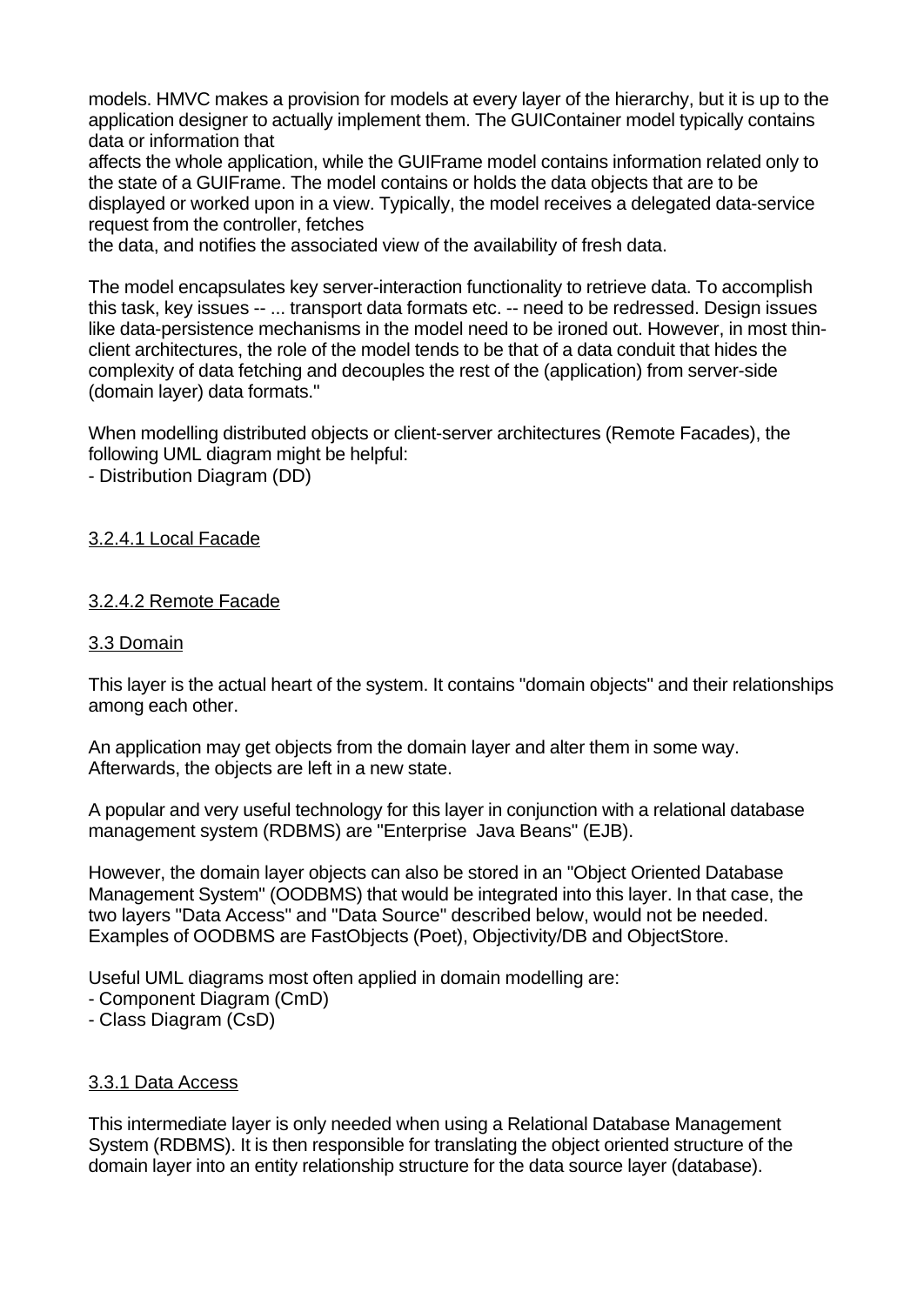models. HMVC makes a provision for models at every layer of the hierarchy, but it is up to the application designer to actually implement them. The GUIContainer model typically contains data or information that
affects the whole application, while the GUIFrame model contains information related only to the state of a GUIFrame. The model contains or holds the data objects that are to be displayed or worked upon in a view. Typically, the model receives a delegated data-service request from the controller, fetches
the data, and notifies the associated view of the availability of fresh data.

The model encapsulates key server-interaction functionality to retrieve data. To accomplish this task, key issues -- ... transport data formats etc. -- need to be redressed. Design issues like data-persistence mechanisms in the model need to be ironed out. However, in most thin-client architectures, the role of the model tends to be that of a data conduit that hides the complexity of data fetching and decouples the rest of the (application) from server-side (domain layer) data formats."

When modelling distributed objects or client-server architectures (Remote Facades), the following UML diagram might be helpful:
- Distribution Diagram (DD)

#### 3.2.4.1 Local Facade

#### 3.2.4.2 Remote Facade

## 3.3 Domain

This layer is the actual heart of the system. It contains "domain objects" and their relationships among each other.

An application may get objects from the domain layer and alter them in some way. Afterwards, the objects are left in a new state.

A popular and very useful technology for this layer in conjunction with a relational database management system (RDBMS) are "Enterprise Java Beans" (EJB).

However, the domain layer objects can also be stored in an "Object Oriented Database Management System" (OODBMS) that would be integrated into this layer. In that case, the two layers "Data Access" and "Data Source" described below, would not be needed. Examples of OODBMS are FastObjects (Poet), Objectivity/DB and ObjectStore.

Useful UML diagrams most often applied in domain modelling are:
- Component Diagram (CmD)
- Class Diagram (CsD)

### 3.3.1 Data Access

This intermediate layer is only needed when using a Relational Database Management System (RDBMS). It is then responsible for translating the object oriented structure of the domain layer into an entity relationship structure for the data source layer (database).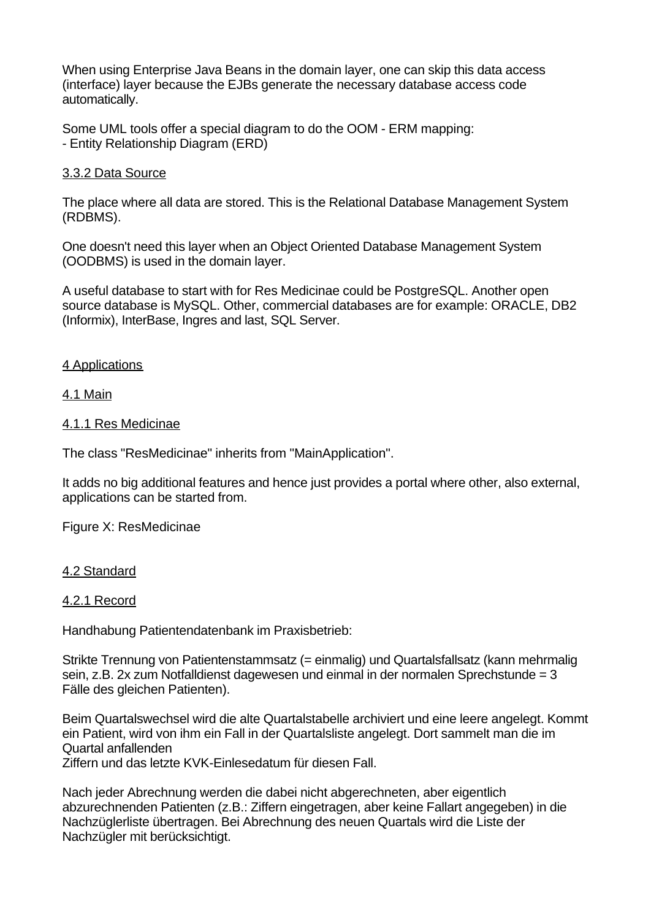When using Enterprise Java Beans in the domain layer, one can skip this data access (interface) layer because the EJBs generate the necessary database access code automatically.

Some UML tools offer a special diagram to do the OOM - ERM mapping:
- Entity Relationship Diagram (ERD)

### 3.3.2 Data Source

The place where all data are stored. This is the Relational Database Management System (RDBMS).

One doesn't need this layer when an Object Oriented Database Management System (OODBMS) is used in the domain layer.

A useful database to start with for Res Medicinae could be PostgreSQL. Another open source database is MySQL. Other, commercial databases are for example: ORACLE, DB2 (Informix), InterBase, Ingres and last, SQL Server.

# 4 Applications

## 4.1 Main

### 4.1.1 Res Medicinae

The class "ResMedicinae" inherits from "MainApplication".

It adds no big additional features and hence just provides a portal where other, also external, applications can be started from.

Figure X: ResMedicinae

## 4.2 Standard

### 4.2.1 Record

Handhabung Patientendatenbank im Praxisbetrieb:

Strikte Trennung von Patientenstammsatz (= einmalig) und Quartalsfallsatz (kann mehrmalig sein, z.B. 2x zum Notfalldienst dagewesen und einmal in der normalen Sprechstunde = 3 Fälle des gleichen Patienten).

Beim Quartalswechsel wird die alte Quartalstabelle archiviert und eine leere angelegt. Kommt ein Patient, wird von ihm ein Fall in der Quartalsliste angelegt. Dort sammelt man die im Quartal anfallenden
Ziffern und das letzte KVK-Einlesedatum für diesen Fall.

Nach jeder Abrechnung werden die dabei nicht abgerechneten, aber eigentlich abzurechnenden Patienten (z.B.: Ziffern eingetragen, aber keine Fallart angegeben) in die Nachzüglerliste übertragen. Bei Abrechnung des neuen Quartals wird die Liste der Nachzügler mit berücksichtigt.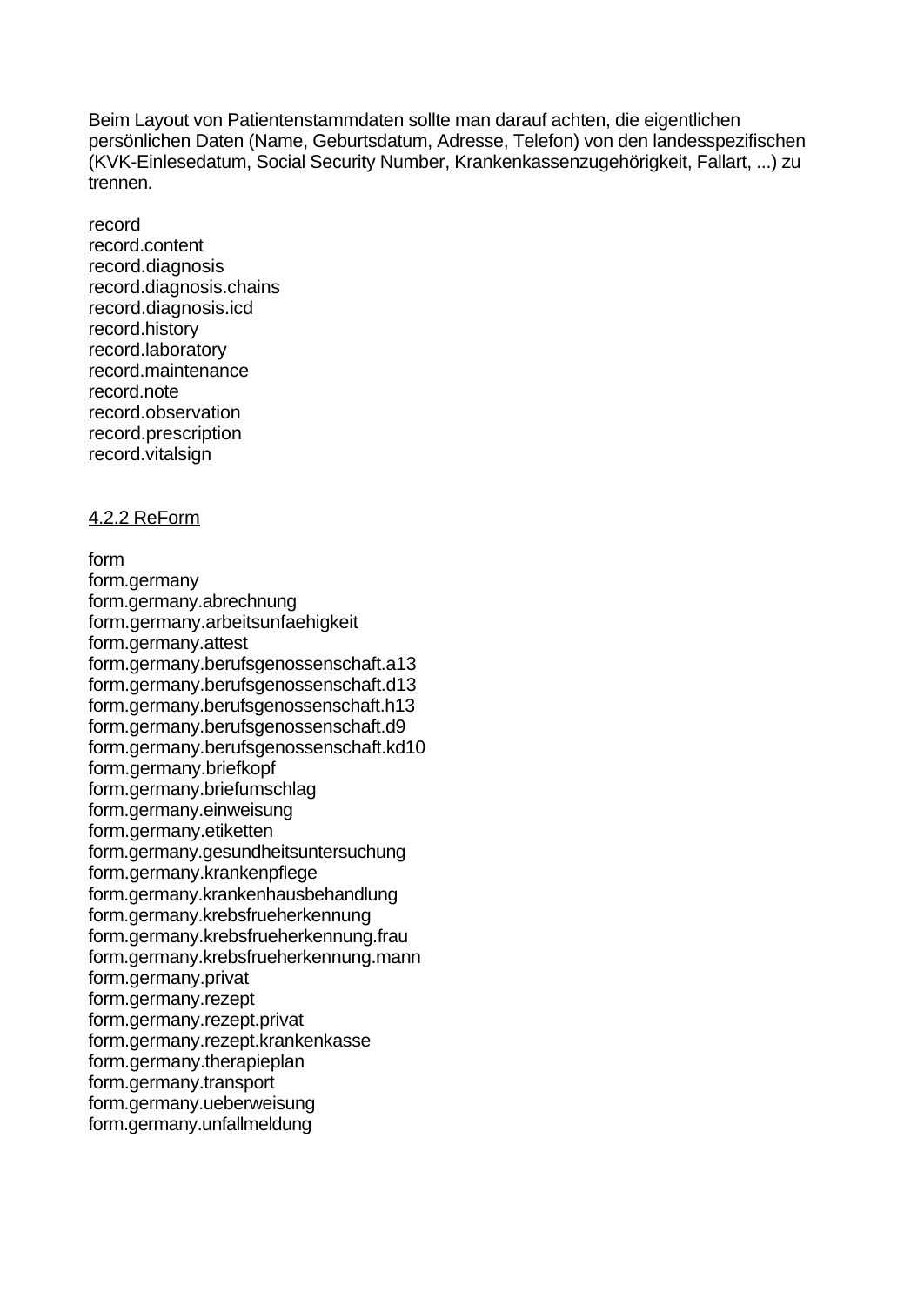Beim Layout von Patientenstammdaten sollte man darauf achten, die eigentlichen persönlichen Daten (Name, Geburtsdatum, Adresse, Telefon) von den landesspezifischen (KVK-Einlesedatum, Social Security Number, Krankenkassenzugehörigkeit, Fallart, ...) zu trennen.

record
record.content
record.diagnosis
record.diagnosis.chains
record.diagnosis.icd
record.history
record.laboratory
record.maintenance
record.note
record.observation
record.prescription
record.vitalsign

### 4.2.2 ReForm

form
form.germany
form.germany.abrechnung
form.germany.arbeitsunfaehigkeit
form.germany.attest
form.germany.berufsgenossenschaft.a13
form.germany.berufsgenossenschaft.d13
form.germany.berufsgenossenschaft.h13
form.germany.berufsgenossenschaft.d9
form.germany.berufsgenossenschaft.kd10
form.germany.briefkopf
form.germany.briefumschlag
form.germany.einweisung
form.germany.etiketten
form.germany.gesundheitsuntersuchung
form.germany.krankenpflege
form.germany.krankenhausbehandlung
form.germany.krebsfrueherkennung
form.germany.krebsfrueherkennung.frau
form.germany.krebsfrueherkennung.mann
form.germany.privat
form.germany.rezept
form.germany.rezept.privat
form.germany.rezept.krankenkasse
form.germany.therapieplan
form.germany.transport
form.germany.ueberweisung
form.germany.unfallmeldung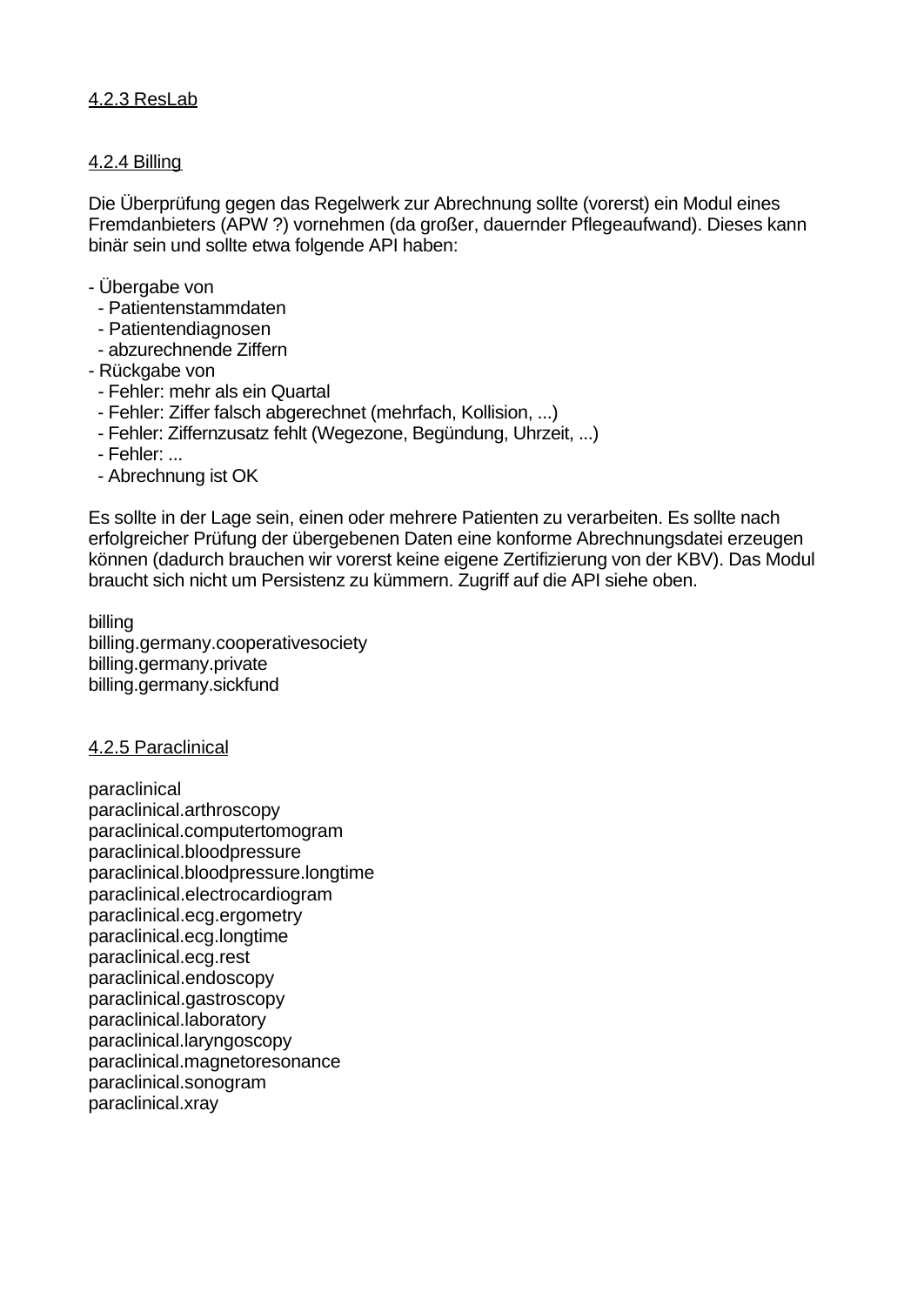<u>4.2.3 ResLab</u>

<u>4.2.4 Billing</u>

Die Überprüfung gegen das Regelwerk zur Abrechnung sollte (vorerst) ein Modul eines Fremdanbieters (APW ?) vornehmen (da großer, dauernder Pflegeaufwand). Dieses kann binär sein und sollte etwa folgende API haben:

- Übergabe von
  - Patientenstammdaten
  - Patientendiagnosen
  - abzurechnende Ziffern
- Rückgabe von
  - Fehler: mehr als ein Quartal
  - Fehler: Ziffer falsch abgerechnet (mehrfach, Kollision, ...)
  - Fehler: Ziffernzusatz fehlt (Wegezone, Begündung, Uhrzeit, ...)
  - Fehler: ...
  - Abrechnung ist OK

Es sollte in der Lage sein, einen oder mehrere Patienten zu verarbeiten. Es sollte nach erfolgreicher Prüfung der übergebenen Daten eine konforme Abrechnungsdatei erzeugen können (dadurch brauchen wir vorerst keine eigene Zertifizierung von der KBV). Das Modul braucht sich nicht um Persistenz zu kümmern. Zugriff auf die API siehe oben.

billing
billing.germany.cooperativesociety
billing.germany.private
billing.germany.sickfund

<u>4.2.5 Paraclinical</u>

paraclinical
paraclinical.arthroscopy
paraclinical.computertomogram
paraclinical.bloodpressure
paraclinical.bloodpressure.longtime
paraclinical.electrocardiogram
paraclinical.ecg.ergometry
paraclinical.ecg.longtime
paraclinical.ecg.rest
paraclinical.endoscopy
paraclinical.gastroscopy
paraclinical.laboratory
paraclinical.laryngoscopy
paraclinical.magnetoresonance
paraclinical.sonogram
paraclinical.xray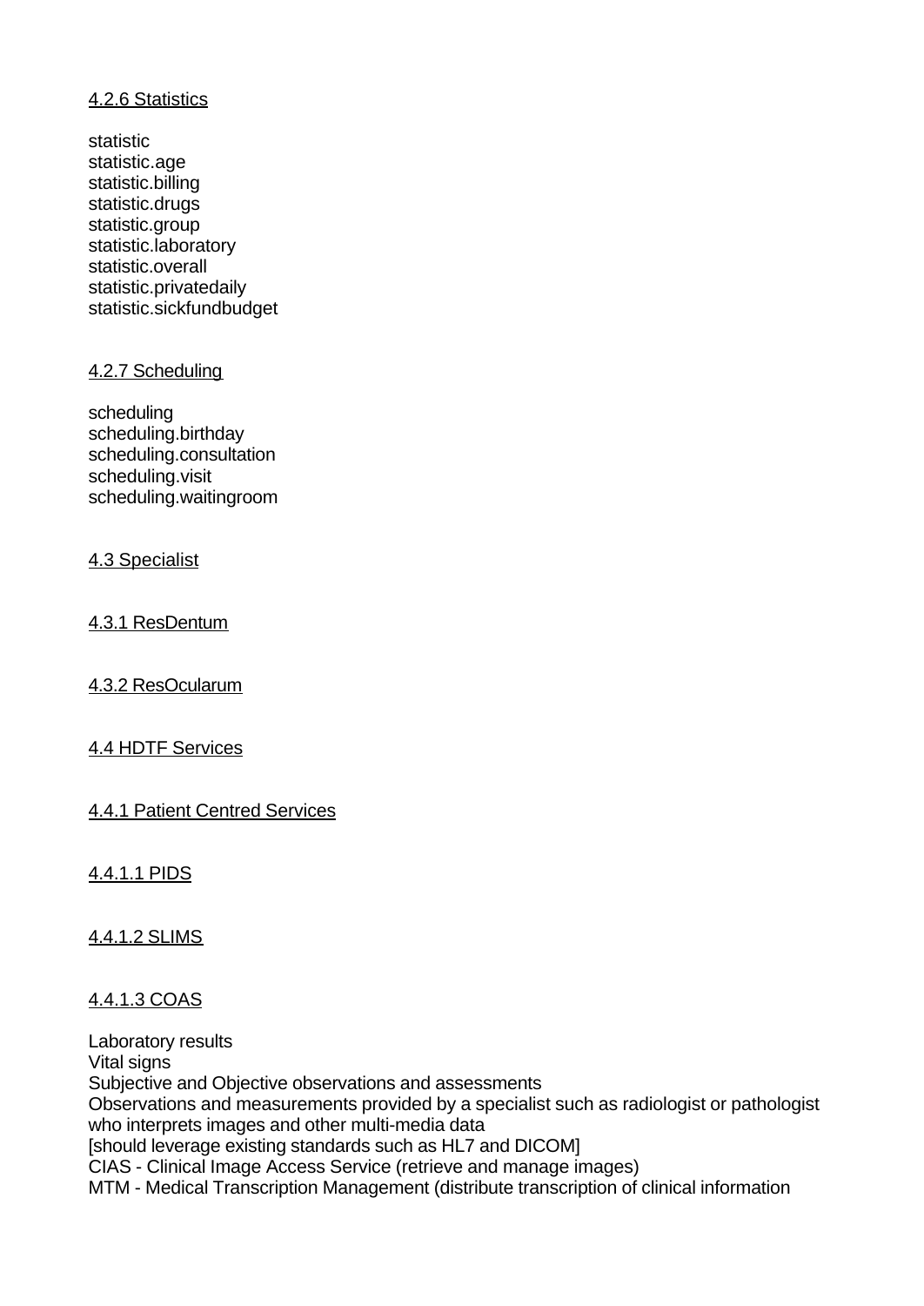#### 4.2.6 Statistics

statistic
statistic.age
statistic.billing
statistic.drugs
statistic.group
statistic.laboratory
statistic.overall
statistic.privatedaily
statistic.sickfundbudget

#### 4.2.7 Scheduling

scheduling
scheduling.birthday
scheduling.consultation
scheduling.visit
scheduling.waitingroom

### 4.3 Specialist

#### 4.3.1 ResDentum

#### 4.3.2 ResOcularum

### 4.4 HDTF Services

#### 4.4.1 Patient Centred Services

##### 4.4.1.1 PIDS

##### 4.4.1.2 SLIMS

##### 4.4.1.3 COAS

Laboratory results
Vital signs
Subjective and Objective observations and assessments
Observations and measurements provided by a specialist such as radiologist or pathologist who interprets images and other multi-media data
[should leverage existing standards such as HL7 and DICOM]
CIAS - Clinical Image Access Service (retrieve and manage images)
MTM - Medical Transcription Management (distribute transcription of clinical information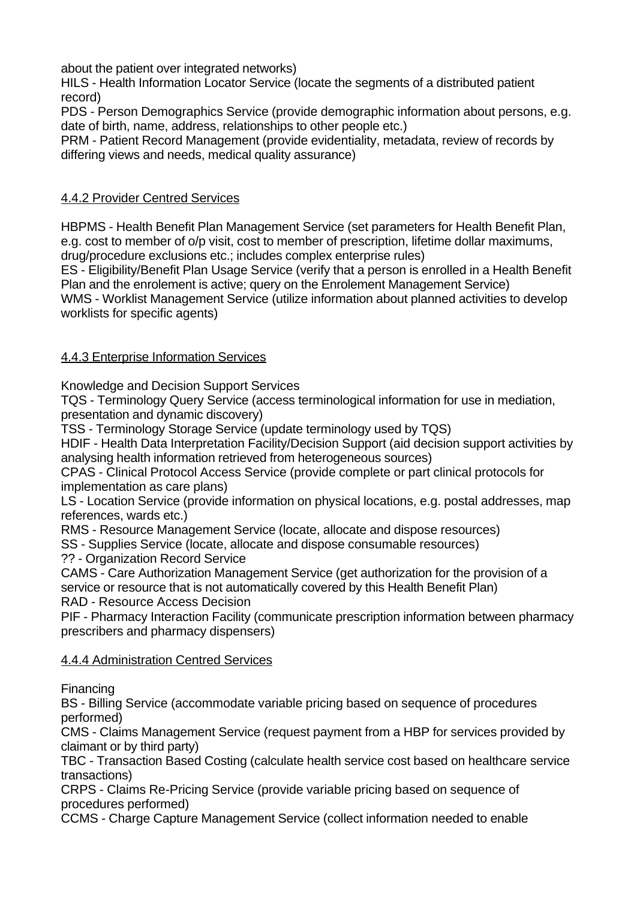about the patient over integrated networks)
HILS - Health Information Locator Service (locate the segments of a distributed patient record)
PDS - Person Demographics Service (provide demographic information about persons, e.g. date of birth, name, address, relationships to other people etc.)
PRM - Patient Record Management (provide evidentiality, metadata, review of records by differing views and needs, medical quality assurance)

### 4.4.2 Provider Centred Services

HBPMS - Health Benefit Plan Management Service (set parameters for Health Benefit Plan, e.g. cost to member of o/p visit, cost to member of prescription, lifetime dollar maximums, drug/procedure exclusions etc.; includes complex enterprise rules)
ES - Eligibility/Benefit Plan Usage Service (verify that a person is enrolled in a Health Benefit Plan and the enrolement is active; query on the Enrolement Management Service)
WMS - Worklist Management Service (utilize information about planned activities to develop worklists for specific agents)

### 4.4.3 Enterprise Information Services

Knowledge and Decision Support Services
TQS - Terminology Query Service (access terminological information for use in mediation, presentation and dynamic discovery)
TSS - Terminology Storage Service (update terminology used by TQS)
HDIF - Health Data Interpretation Facility/Decision Support (aid decision support activities by analysing health information retrieved from heterogeneous sources)
CPAS - Clinical Protocol Access Service (provide complete or part clinical protocols for implementation as care plans)
LS - Location Service (provide information on physical locations, e.g. postal addresses, map references, wards etc.)
RMS - Resource Management Service (locate, allocate and dispose resources)
SS - Supplies Service (locate, allocate and dispose consumable resources)
?? - Organization Record Service
CAMS - Care Authorization Management Service (get authorization for the provision of a service or resource that is not automatically covered by this Health Benefit Plan)
RAD - Resource Access Decision
PIF - Pharmacy Interaction Facility (communicate prescription information between pharmacy prescribers and pharmacy dispensers)

### 4.4.4 Administration Centred Services

Financing
BS - Billing Service (accommodate variable pricing based on sequence of procedures performed)
CMS - Claims Management Service (request payment from a HBP for services provided by claimant or by third party)
TBC - Transaction Based Costing (calculate health service cost based on healthcare service transactions)
CRPS - Claims Re-Pricing Service (provide variable pricing based on sequence of procedures performed)
CCMS - Charge Capture Management Service (collect information needed to enable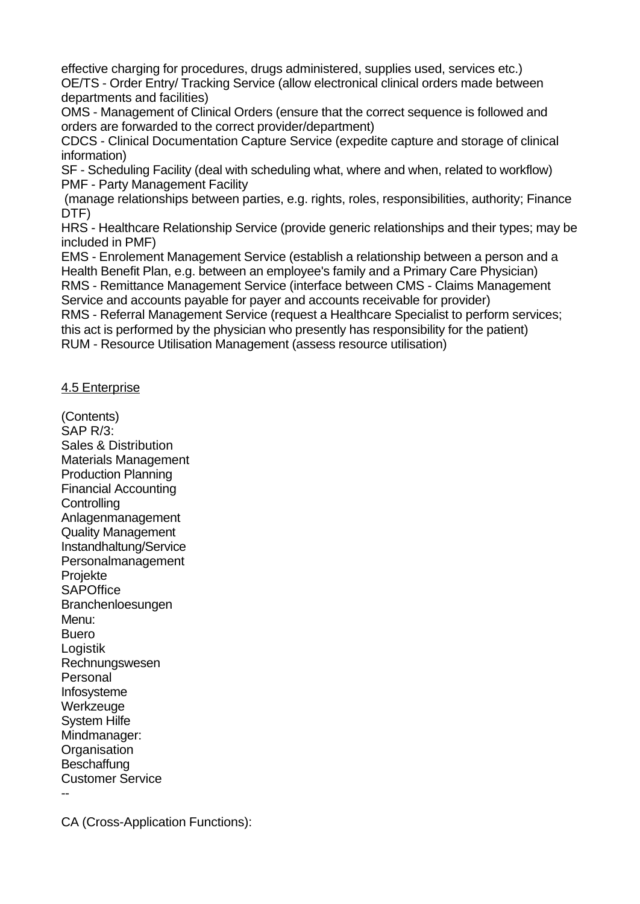effective charging for procedures, drugs administered, supplies used, services etc.)
OE/TS - Order Entry/ Tracking Service (allow electronical clinical orders made between departments and facilities)
OMS - Management of Clinical Orders (ensure that the correct sequence is followed and orders are forwarded to the correct provider/department)
CDCS - Clinical Documentation Capture Service (expedite capture and storage of clinical information)
SF - Scheduling Facility (deal with scheduling what, where and when, related to workflow)
PMF - Party Management Facility
 (manage relationships between parties, e.g. rights, roles, responsibilities, authority; Finance DTF)
HRS - Healthcare Relationship Service (provide generic relationships and their types; may be included in PMF)
EMS - Enrolement Management Service (establish a relationship between a person and a Health Benefit Plan, e.g. between an employee's family and a Primary Care Physician)
RMS - Remittance Management Service (interface between CMS - Claims Management Service and accounts payable for payer and accounts receivable for provider)
RMS - Referral Management Service (request a Healthcare Specialist to perform services; this act is performed by the physician who presently has responsibility for the patient)
RUM - Resource Utilisation Management (assess resource utilisation)

## 4.5 Enterprise

(Contents)
SAP R/3:
Sales & Distribution
Materials Management
Production Planning
Financial Accounting
Controlling
Anlagenmanagement
Quality Management
Instandhaltung/Service
Personalmanagement
Projekte
SAPOffice
Branchenloesungen
Menu:
Buero
Logistik
Rechnungswesen
Personal
Infosysteme
Werkzeuge
System Hilfe
Mindmanager:
Organisation
Beschaffung
Customer Service
--

CA (Cross-Application Functions):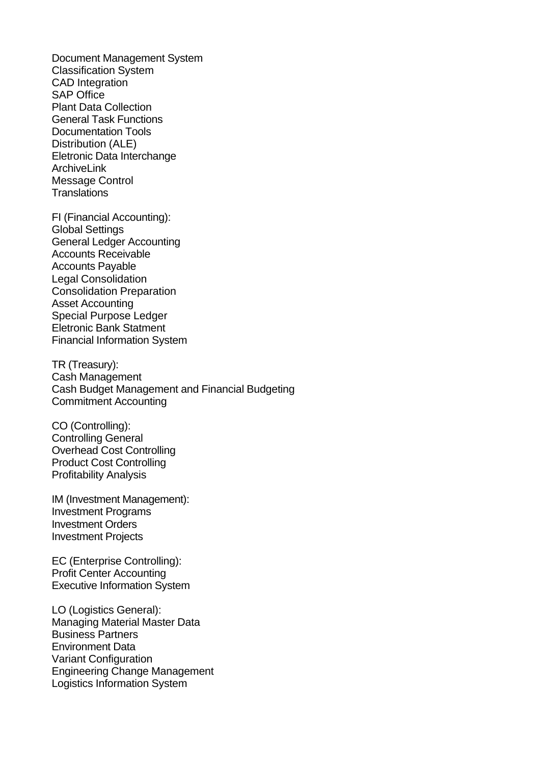Document Management System
Classification System
CAD Integration
SAP Office
Plant Data Collection
General Task Functions
Documentation Tools
Distribution (ALE)
Eletronic Data Interchange
ArchiveLink
Message Control
Translations

FI (Financial Accounting):
Global Settings
General Ledger Accounting
Accounts Receivable
Accounts Payable
Legal Consolidation
Consolidation Preparation
Asset Accounting
Special Purpose Ledger
Eletronic Bank Statment
Financial Information System

TR (Treasury):
Cash Management
Cash Budget Management and Financial Budgeting
Commitment Accounting

CO (Controlling):
Controlling General
Overhead Cost Controlling
Product Cost Controlling
Profitability Analysis

IM (Investment Management):
Investment Programs
Investment Orders
Investment Projects

EC (Enterprise Controlling):
Profit Center Accounting
Executive Information System

LO (Logistics General):
Managing Material Master Data
Business Partners
Environment Data
Variant Configuration
Engineering Change Management
Logistics Information System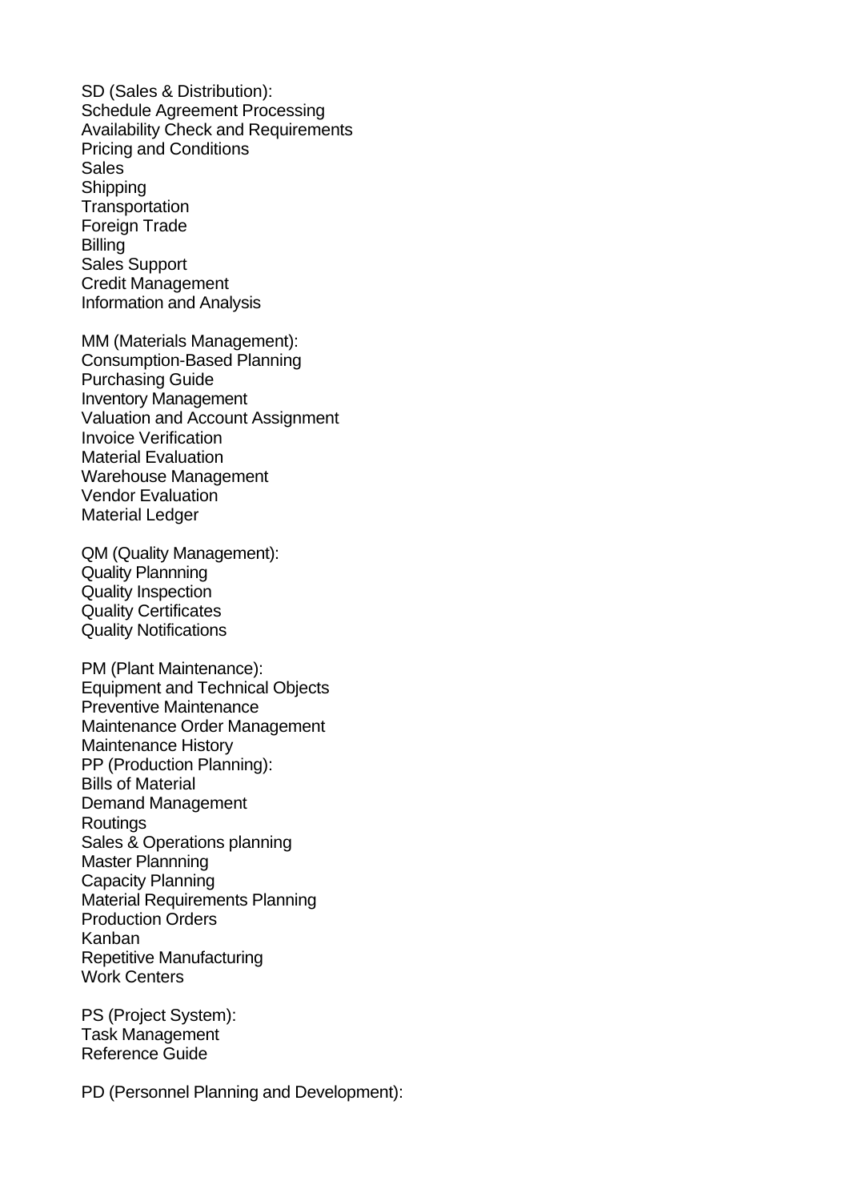SD (Sales & Distribution):
Schedule Agreement Processing
Availability Check and Requirements
Pricing and Conditions
Sales
Shipping
Transportation
Foreign Trade
Billing
Sales Support
Credit Management
Information and Analysis

MM (Materials Management):
Consumption-Based Planning
Purchasing Guide
Inventory Management
Valuation and Account Assignment
Invoice Verification
Material Evaluation
Warehouse Management
Vendor Evaluation
Material Ledger

QM (Quality Management):
Quality Plannning
Quality Inspection
Quality Certificates
Quality Notifications

PM (Plant Maintenance):
Equipment and Technical Objects
Preventive Maintenance
Maintenance Order Management
Maintenance History
PP (Production Planning):
Bills of Material
Demand Management
Routings
Sales & Operations planning
Master Plannning
Capacity Planning
Material Requirements Planning
Production Orders
Kanban
Repetitive Manufacturing
Work Centers

PS (Project System):
Task Management
Reference Guide

PD (Personnel Planning and Development):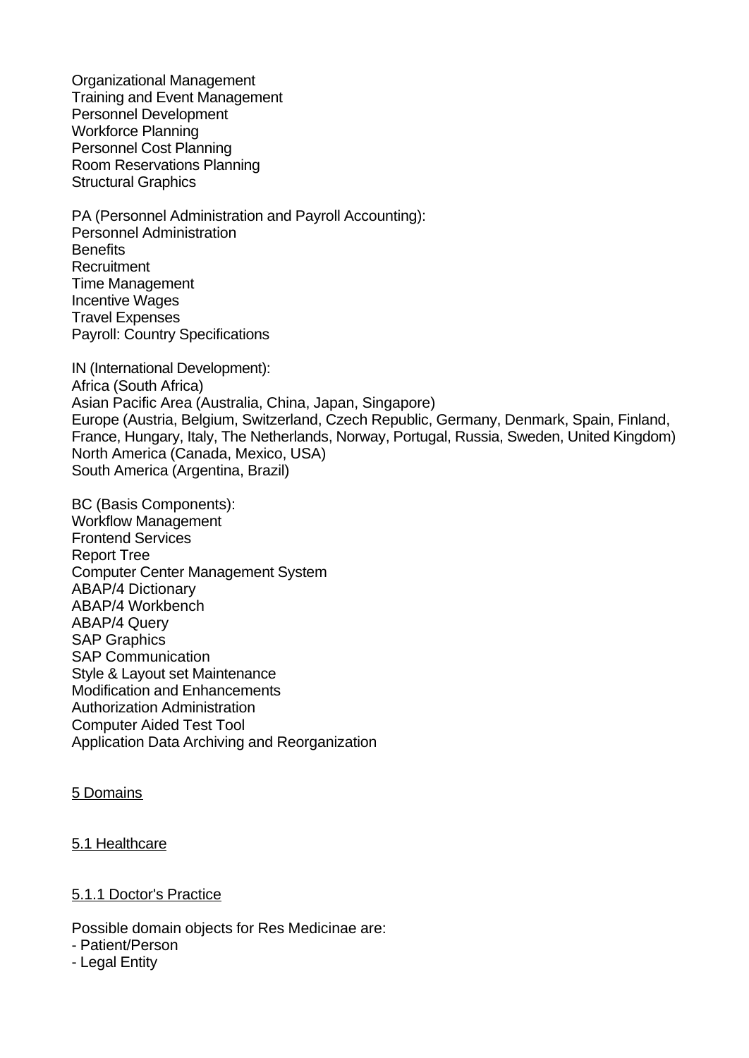Organizational Management
Training and Event Management
Personnel Development
Workforce Planning
Personnel Cost Planning
Room Reservations Planning
Structural Graphics

PA (Personnel Administration and Payroll Accounting):
Personnel Administration
Benefits
Recruitment
Time Management
Incentive Wages
Travel Expenses
Payroll: Country Specifications

IN (International Development):
Africa (South Africa)
Asian Pacific Area (Australia, China, Japan, Singapore)
Europe (Austria, Belgium, Switzerland, Czech Republic, Germany, Denmark, Spain, Finland, France, Hungary, Italy, The Netherlands, Norway, Portugal, Russia, Sweden, United Kingdom)
North America (Canada, Mexico, USA)
South America (Argentina, Brazil)

BC (Basis Components):
Workflow Management
Frontend Services
Report Tree
Computer Center Management System
ABAP/4 Dictionary
ABAP/4 Workbench
ABAP/4 Query
SAP Graphics
SAP Communication
Style & Layout set Maintenance
Modification and Enhancements
Authorization Administration
Computer Aided Test Tool
Application Data Archiving and Reorganization

## 5 Domains

### 5.1 Healthcare

#### 5.1.1 Doctor's Practice

Possible domain objects for Res Medicinae are:
- Patient/Person
- Legal Entity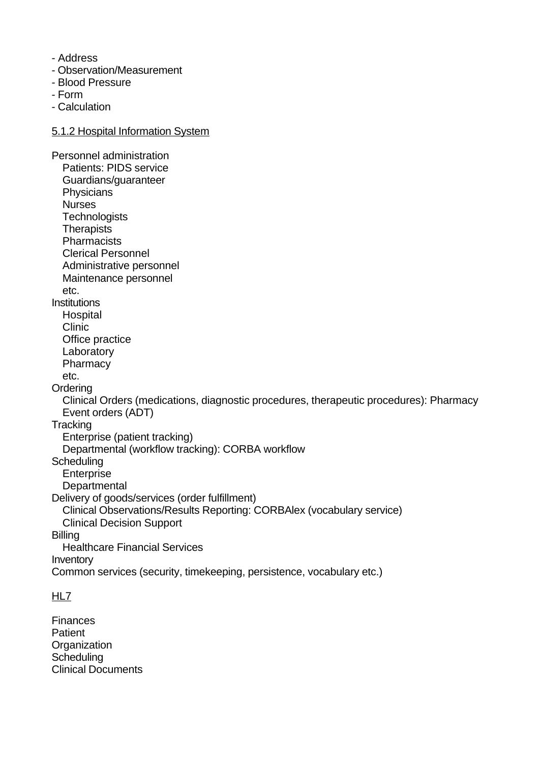- Address
- Observation/Measurement
- Blood Pressure
- Form
- Calculation

5.1.2 Hospital Information System

Personnel administration
- Patients: PIDS service
- Guardians/guaranteer
- Physicians
- Nurses
- Technologists
- Therapists
- Pharmacists
- Clerical Personnel
- Administrative personnel
- Maintenance personnel
- etc.

Institutions
- Hospital
- Clinic
- Office practice
- Laboratory
- Pharmacy
- etc.

Ordering
- Clinical Orders (medications, diagnostic procedures, therapeutic procedures): Pharmacy
- Event orders (ADT)

Tracking
- Enterprise (patient tracking)
- Departmental (workflow tracking): CORBA workflow

Scheduling
- Enterprise
- Departmental

Delivery of goods/services (order fulfillment)
- Clinical Observations/Results Reporting: CORBAlex (vocabulary service)
- Clinical Decision Support

Billing
- Healthcare Financial Services

Inventory

Common services (security, timekeeping, persistence, vocabulary etc.)

HL7

Finances
Patient
Organization
Scheduling
Clinical Documents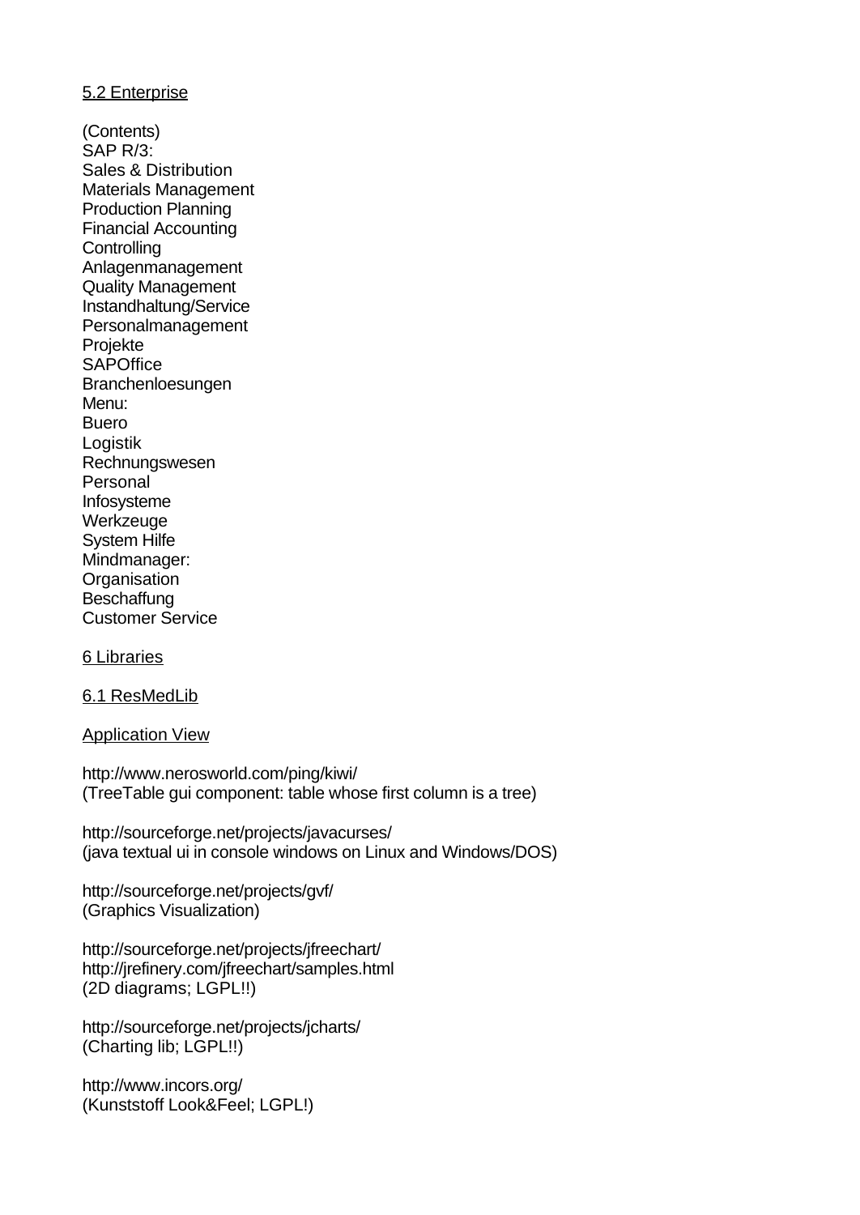## 5.2 Enterprise

(Contents)
SAP R/3:
Sales & Distribution
Materials Management
Production Planning
Financial Accounting
Controlling
Anlagenmanagement
Quality Management
Instandhaltung/Service
Personalmanagement
Projekte
SAPOffice
Branchenloesungen
Menu:
Buero
Logistik
Rechnungswesen
Personal
Infosysteme
Werkzeuge
System Hilfe
Mindmanager:
Organisation
Beschaffung
Customer Service

# 6 Libraries

## 6.1 ResMedLib

### Application View

http://www.nerosworld.com/ping/kiwi/
(TreeTable gui component: table whose first column is a tree)

http://sourceforge.net/projects/javacurses/
(java textual ui in console windows on Linux and Windows/DOS)

http://sourceforge.net/projects/gvf/
(Graphics Visualization)

http://sourceforge.net/projects/jfreechart/
http://jrefinery.com/jfreechart/samples.html
(2D diagrams; LGPL!!)

http://sourceforge.net/projects/jcharts/
(Charting lib; LGPL!!)

http://www.incors.org/
(Kunststoff Look&Feel; LGPL!)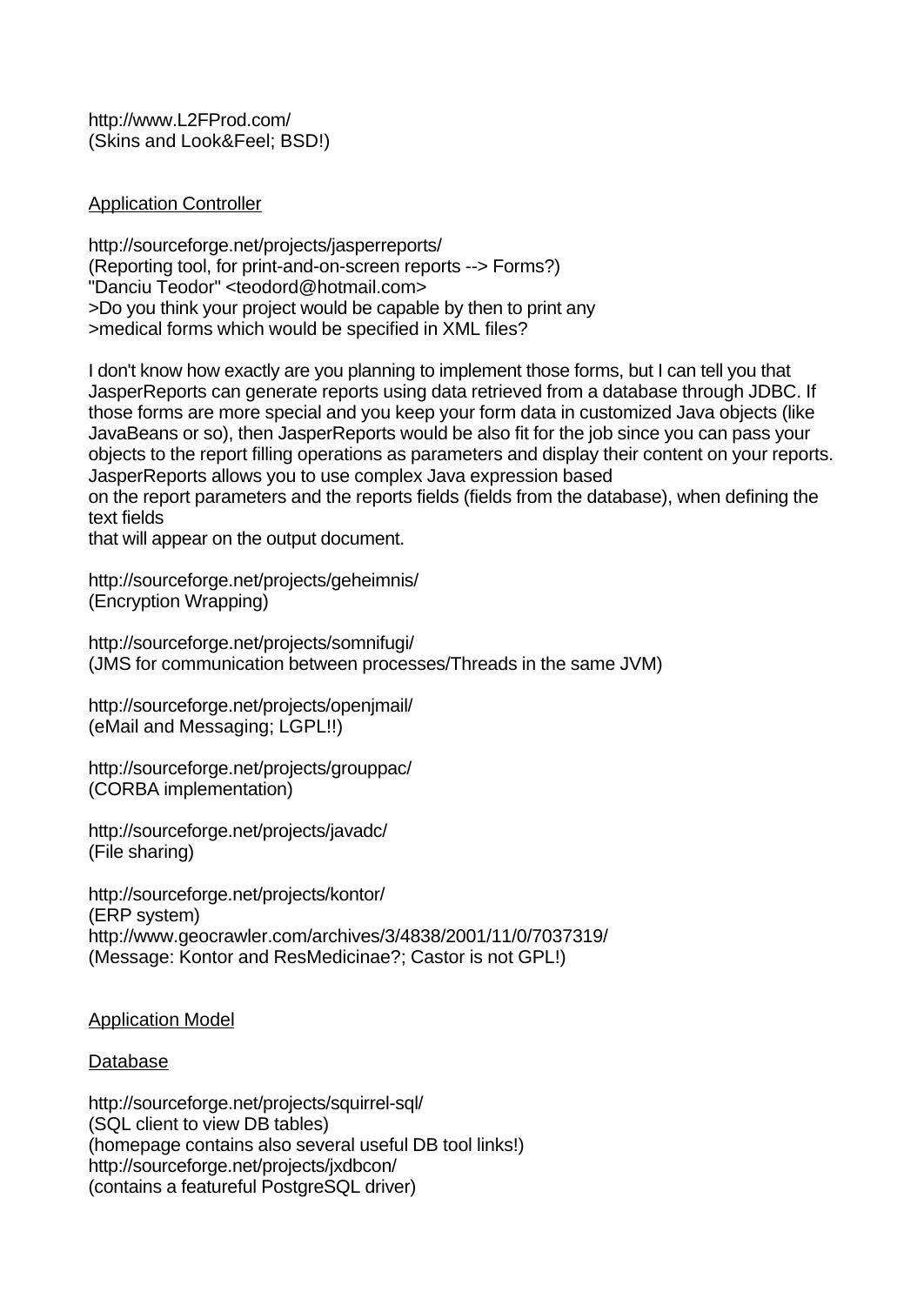http://www.L2FProd.com/
(Skins and Look&Feel; BSD!)

## Application Controller

http://sourceforge.net/projects/jasperreports/
(Reporting tool, for print-and-on-screen reports --> Forms?)
"Danciu Teodor" <teodord@hotmail.com>
>Do you think your project would be capable by then to print any
>medical forms which would be specified in XML files?

I don't know how exactly are you planning to implement those forms, but I can tell you that JasperReports can generate reports using data retrieved from a database through JDBC. If those forms are more special and you keep your form data in customized Java objects (like JavaBeans or so), then JasperReports would be also fit for the job since you can pass your objects to the report filling operations as parameters and display their content on your reports. JasperReports allows you to use complex Java expression based
on the report parameters and the reports fields (fields from the database), when defining the text fields
that will appear on the output document.

http://sourceforge.net/projects/geheimnis/
(Encryption Wrapping)

http://sourceforge.net/projects/somnifugi/
(JMS for communication between processes/Threads in the same JVM)

http://sourceforge.net/projects/openjmail/
(eMail and Messaging; LGPL!!)

http://sourceforge.net/projects/grouppac/
(CORBA implementation)

http://sourceforge.net/projects/javadc/
(File sharing)

http://sourceforge.net/projects/kontor/
(ERP system)
http://www.geocrawler.com/archives/3/4838/2001/11/0/7037319/
(Message: Kontor and ResMedicinae?; Castor is not GPL!)

## Application Model

### Database

http://sourceforge.net/projects/squirrel-sql/
(SQL client to view DB tables)
(homepage contains also several useful DB tool links!)
http://sourceforge.net/projects/jxdbcon/
(contains a featureful PostgreSQL driver)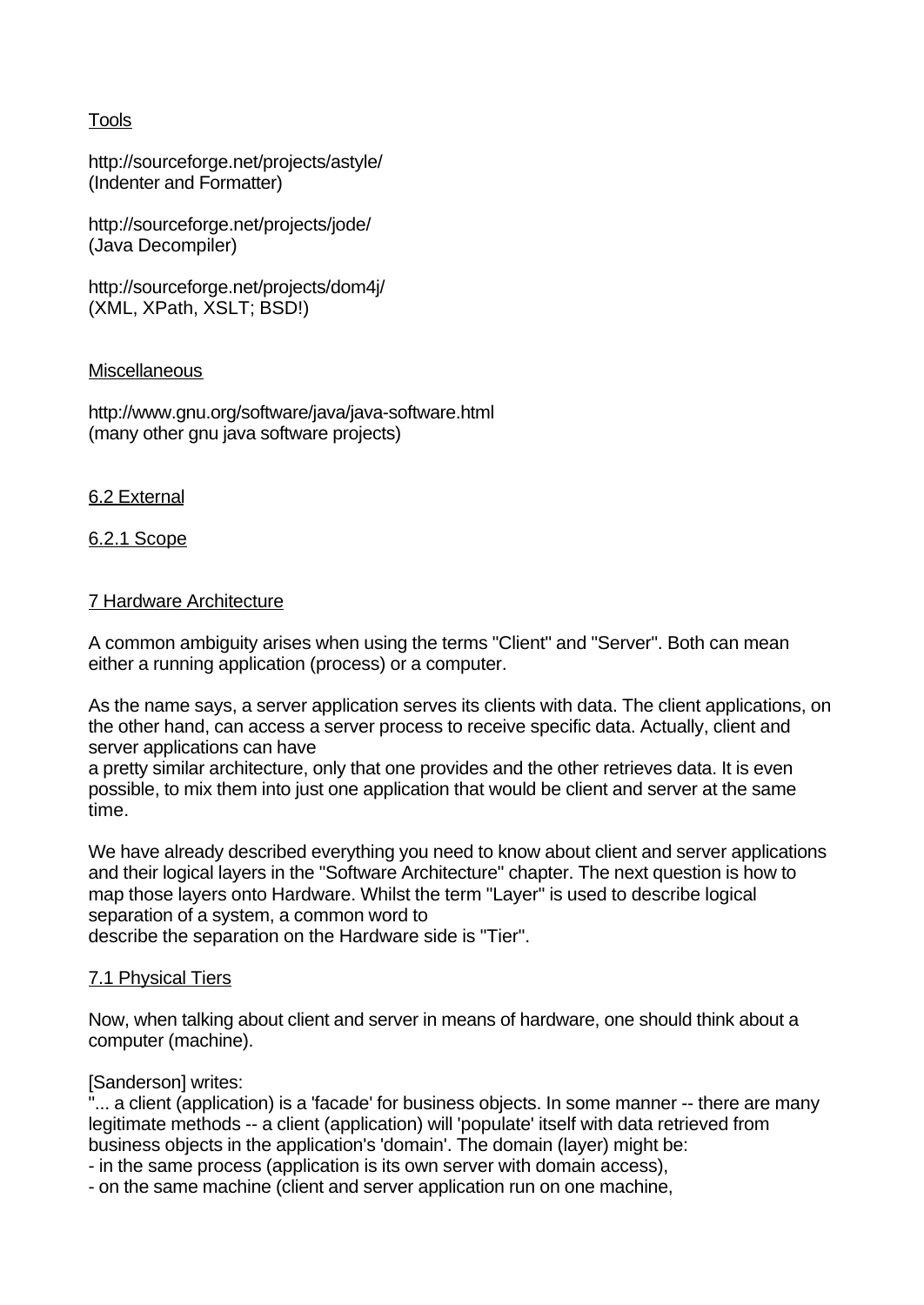Tools

http://sourceforge.net/projects/astyle/
(Indenter and Formatter)

http://sourceforge.net/projects/jode/
(Java Decompiler)

http://sourceforge.net/projects/dom4j/
(XML, XPath, XSLT; BSD!)

Miscellaneous

http://www.gnu.org/software/java/java-software.html
(many other gnu java software projects)

## 6.2 External

### 6.2.1 Scope

# 7 Hardware Architecture

A common ambiguity arises when using the terms "Client" and "Server". Both can mean either a running application (process) or a computer.

As the name says, a server application serves its clients with data. The client applications, on the other hand, can access a server process to receive specific data. Actually, client and server applications can have
a pretty similar architecture, only that one provides and the other retrieves data. It is even possible, to mix them into just one application that would be client and server at the same time.

We have already described everything you need to know about client and server applications and their logical layers in the "Software Architecture" chapter. The next question is how to map those layers onto Hardware. Whilst the term "Layer" is used to describe logical separation of a system, a common word to
describe the separation on the Hardware side is "Tier".

## 7.1 Physical Tiers

Now, when talking about client and server in means of hardware, one should think about a computer (machine).

[Sanderson] writes:
"... a client (application) is a 'facade' for business objects. In some manner -- there are many legitimate methods -- a client (application) will 'populate' itself with data retrieved from business objects in the application's 'domain'. The domain (layer) might be:
- in the same process (application is its own server with domain access),
- on the same machine (client and server application run on one machine,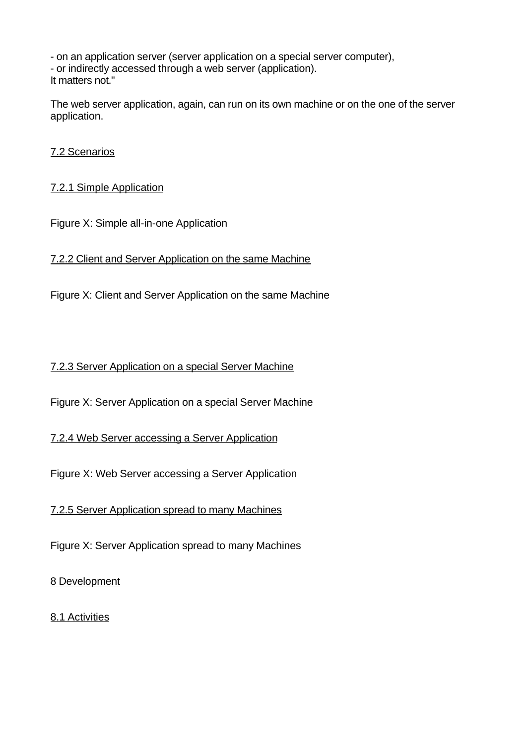- on an application server (server application on a special server computer),
- or indirectly accessed through a web server (application).
It matters not."

The web server application, again, can run on its own machine or on the one of the server application.

## 7.2 Scenarios

### 7.2.1 Simple Application

Figure X: Simple all-in-one Application

### 7.2.2 Client and Server Application on the same Machine

Figure X: Client and Server Application on the same Machine

### 7.2.3 Server Application on a special Server Machine

Figure X: Server Application on a special Server Machine

### 7.2.4 Web Server accessing a Server Application

Figure X: Web Server accessing a Server Application

### 7.2.5 Server Application spread to many Machines

Figure X: Server Application spread to many Machines

# 8 Development

## 8.1 Activities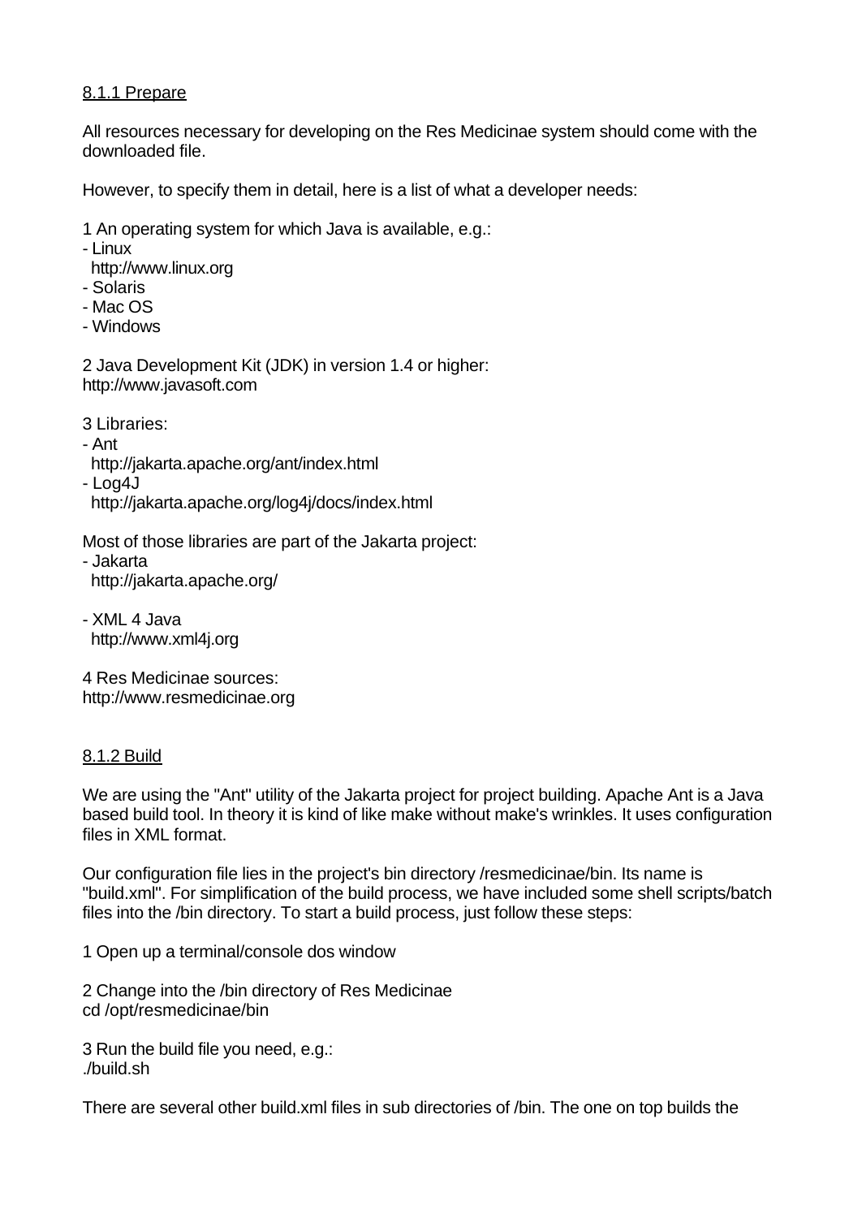### 8.1.1 Prepare

All resources necessary for developing on the Res Medicinae system should come with the downloaded file.

However, to specify them in detail, here is a list of what a developer needs:

1 An operating system for which Java is available, e.g.:
- Linux
  http://www.linux.org
- Solaris
- Mac OS
- Windows

2 Java Development Kit (JDK) in version 1.4 or higher:
http://www.javasoft.com

3 Libraries:
- Ant
  http://jakarta.apache.org/ant/index.html
- Log4J
  http://jakarta.apache.org/log4j/docs/index.html

Most of those libraries are part of the Jakarta project:
- Jakarta
  http://jakarta.apache.org/

- XML 4 Java
  http://www.xml4j.org

4 Res Medicinae sources:
http://www.resmedicinae.org

### 8.1.2 Build

We are using the "Ant" utility of the Jakarta project for project building. Apache Ant is a Java based build tool. In theory it is kind of like make without make's wrinkles. It uses configuration files in XML format.

Our configuration file lies in the project's bin directory /resmedicinae/bin. Its name is "build.xml". For simplification of the build process, we have included some shell scripts/batch files into the /bin directory. To start a build process, just follow these steps:

1 Open up a terminal/console dos window

2 Change into the /bin directory of Res Medicinae
```
cd /opt/resmedicinae/bin
```

3 Run the build file you need, e.g.:
```
./build.sh
```

There are several other build.xml files in sub directories of /bin. The one on top builds the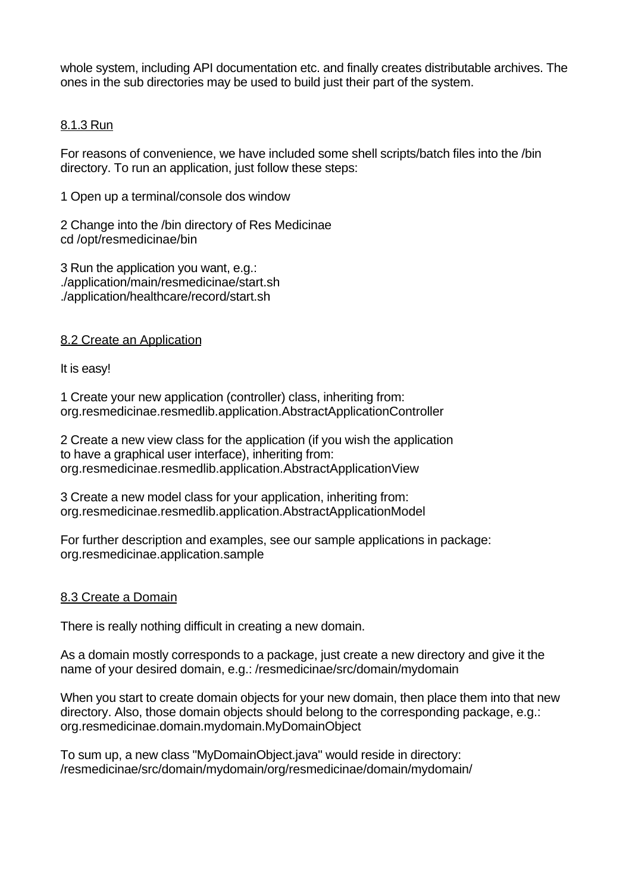whole system, including API documentation etc. and finally creates distributable archives. The ones in the sub directories may be used to build just their part of the system.

### 8.1.3 Run

For reasons of convenience, we have included some shell scripts/batch files into the /bin directory. To run an application, just follow these steps:

1 Open up a terminal/console dos window

2 Change into the /bin directory of Res Medicinae
cd /opt/resmedicinae/bin

3 Run the application you want, e.g.:
./application/main/resmedicinae/start.sh
./application/healthcare/record/start.sh

## 8.2 Create an Application

It is easy!

1 Create your new application (controller) class, inheriting from:
org.resmedicinae.resmedlib.application.AbstractApplicationController

2 Create a new view class for the application (if you wish the application to have a graphical user interface), inheriting from:
org.resmedicinae.resmedlib.application.AbstractApplicationView

3 Create a new model class for your application, inheriting from:
org.resmedicinae.resmedlib.application.AbstractApplicationModel

For further description and examples, see our sample applications in package:
org.resmedicinae.application.sample

## 8.3 Create a Domain

There is really nothing difficult in creating a new domain.

As a domain mostly corresponds to a package, just create a new directory and give it the name of your desired domain, e.g.: /resmedicinae/src/domain/mydomain

When you start to create domain objects for your new domain, then place them into that new directory. Also, those domain objects should belong to the corresponding package, e.g.:
org.resmedicinae.domain.mydomain.MyDomainObject

To sum up, a new class "MyDomainObject.java" would reside in directory:
/resmedicinae/src/domain/mydomain/org/resmedicinae/domain/mydomain/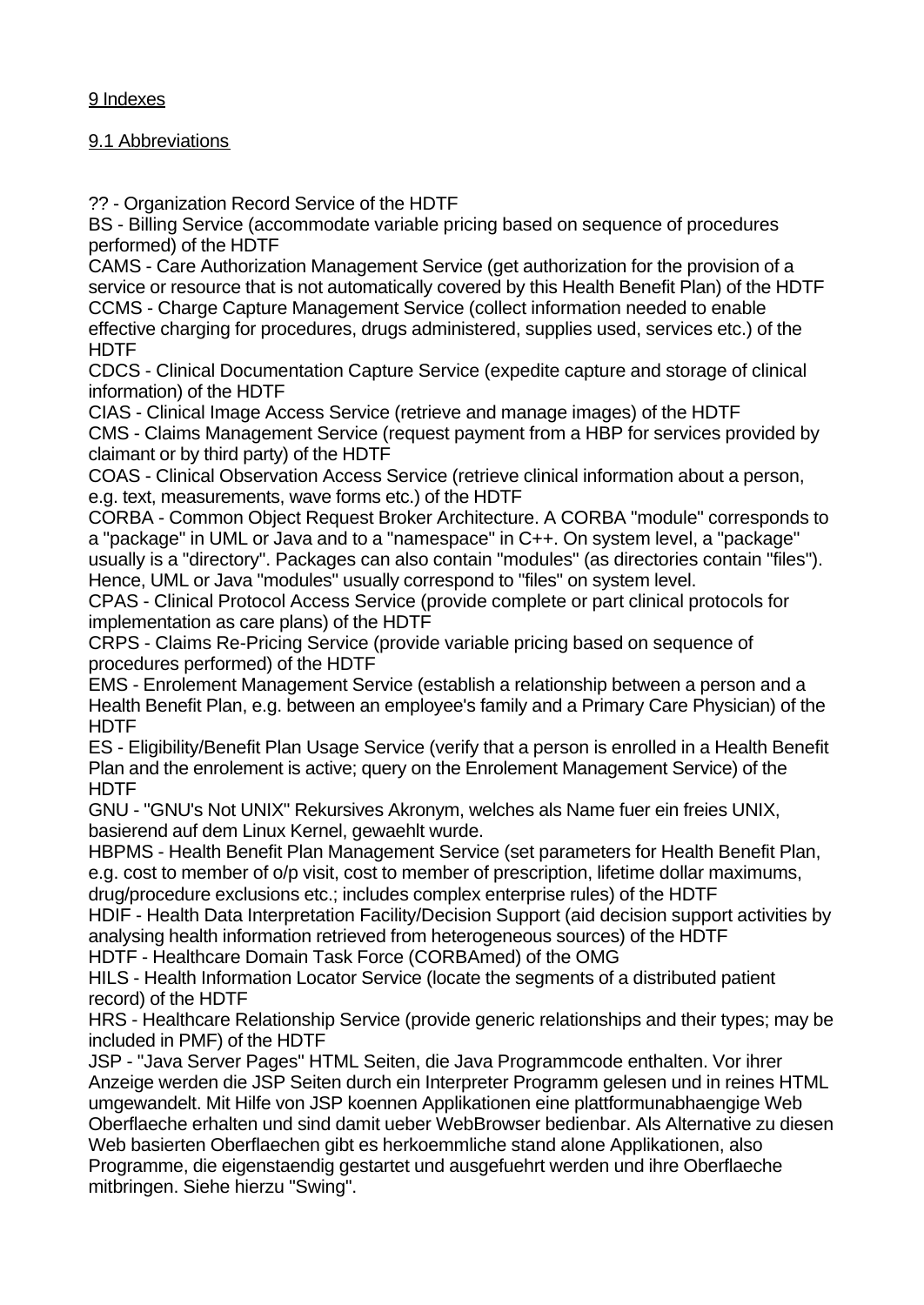# 9 Indexes

## 9.1 Abbreviations

?? - Organization Record Service of the HDTF
BS - Billing Service (accommodate variable pricing based on sequence of procedures performed) of the HDTF
CAMS - Care Authorization Management Service (get authorization for the provision of a service or resource that is not automatically covered by this Health Benefit Plan) of the HDTF
CCMS - Charge Capture Management Service (collect information needed to enable effective charging for procedures, drugs administered, supplies used, services etc.) of the HDTF
CDCS - Clinical Documentation Capture Service (expedite capture and storage of clinical information) of the HDTF
CIAS - Clinical Image Access Service (retrieve and manage images) of the HDTF
CMS - Claims Management Service (request payment from a HBP for services provided by claimant or by third party) of the HDTF
COAS - Clinical Observation Access Service (retrieve clinical information about a person, e.g. text, measurements, wave forms etc.) of the HDTF
CORBA - Common Object Request Broker Architecture. A CORBA "module" corresponds to a "package" in UML or Java and to a "namespace" in C++. On system level, a "package" usually is a "directory". Packages can also contain "modules" (as directories contain "files"). Hence, UML or Java "modules" usually correspond to "files" on system level.
CPAS - Clinical Protocol Access Service (provide complete or part clinical protocols for implementation as care plans) of the HDTF
CRPS - Claims Re-Pricing Service (provide variable pricing based on sequence of procedures performed) of the HDTF
EMS - Enrolement Management Service (establish a relationship between a person and a Health Benefit Plan, e.g. between an employee's family and a Primary Care Physician) of the HDTF
ES - Eligibility/Benefit Plan Usage Service (verify that a person is enrolled in a Health Benefit Plan and the enrolement is active; query on the Enrolement Management Service) of the HDTF
GNU - "GNU's Not UNIX" Rekursives Akronym, welches als Name fuer ein freies UNIX, basierend auf dem Linux Kernel, gewaehlt wurde.
HBPMS - Health Benefit Plan Management Service (set parameters for Health Benefit Plan, e.g. cost to member of o/p visit, cost to member of prescription, lifetime dollar maximums, drug/procedure exclusions etc.; includes complex enterprise rules) of the HDTF
HDIF - Health Data Interpretation Facility/Decision Support (aid decision support activities by analysing health information retrieved from heterogeneous sources) of the HDTF
HDTF - Healthcare Domain Task Force (CORBAmed) of the OMG
HILS - Health Information Locator Service (locate the segments of a distributed patient record) of the HDTF
HRS - Healthcare Relationship Service (provide generic relationships and their types; may be included in PMF) of the HDTF
JSP - "Java Server Pages" HTML Seiten, die Java Programmcode enthalten. Vor ihrer Anzeige werden die JSP Seiten durch ein Interpreter Programm gelesen und in reines HTML umgewandelt. Mit Hilfe von JSP koennen Applikationen eine plattformunabhaengige Web Oberflaeche erhalten und sind damit ueber WebBrowser bedienbar. Als Alternative zu diesen Web basierten Oberflaechen gibt es herkoemmliche stand alone Applikationen, also Programme, die eigenstaendig gestartet und ausgefuehrt werden und ihre Oberflaeche mitbringen. Siehe hierzu "Swing".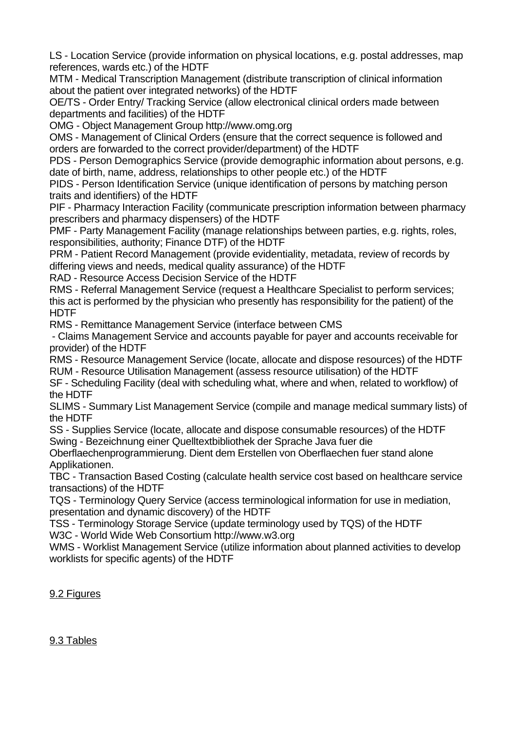LS - Location Service (provide information on physical locations, e.g. postal addresses, map references, wards etc.) of the HDTF

MTM - Medical Transcription Management (distribute transcription of clinical information about the patient over integrated networks) of the HDTF

OE/TS - Order Entry/ Tracking Service (allow electronical clinical orders made between departments and facilities) of the HDTF

OMG - Object Management Group http://www.omg.org

OMS - Management of Clinical Orders (ensure that the correct sequence is followed and orders are forwarded to the correct provider/department) of the HDTF

PDS - Person Demographics Service (provide demographic information about persons, e.g. date of birth, name, address, relationships to other people etc.) of the HDTF

PIDS - Person Identification Service (unique identification of persons by matching person traits and identifiers) of the HDTF

PIF - Pharmacy Interaction Facility (communicate prescription information between pharmacy prescribers and pharmacy dispensers) of the HDTF

PMF - Party Management Facility (manage relationships between parties, e.g. rights, roles, responsibilities, authority; Finance DTF) of the HDTF

PRM - Patient Record Management (provide evidentiality, metadata, review of records by differing views and needs, medical quality assurance) of the HDTF

RAD - Resource Access Decision Service of the HDTF

RMS - Referral Management Service (request a Healthcare Specialist to perform services; this act is performed by the physician who presently has responsibility for the patient) of the HDTF

RMS - Remittance Management Service (interface between CMS
 - Claims Management Service and accounts payable for payer and accounts receivable for provider) of the HDTF

RMS - Resource Management Service (locate, allocate and dispose resources) of the HDTF

RUM - Resource Utilisation Management (assess resource utilisation) of the HDTF

SF - Scheduling Facility (deal with scheduling what, where and when, related to workflow) of the HDTF

SLIMS - Summary List Management Service (compile and manage medical summary lists) of the HDTF

SS - Supplies Service (locate, allocate and dispose consumable resources) of the HDTF

Swing - Bezeichnung einer Quelltextbibliothek der Sprache Java fuer die Oberflaechenprogrammierung. Dient dem Erstellen von Oberflaechen fuer stand alone Applikationen.

TBC - Transaction Based Costing (calculate health service cost based on healthcare service transactions) of the HDTF

TQS - Terminology Query Service (access terminological information for use in mediation, presentation and dynamic discovery) of the HDTF

TSS - Terminology Storage Service (update terminology used by TQS) of the HDTF

W3C - World Wide Web Consortium http://www.w3.org

WMS - Worklist Management Service (utilize information about planned activities to develop worklists for specific agents) of the HDTF

## 9.2 Figures

## 9.3 Tables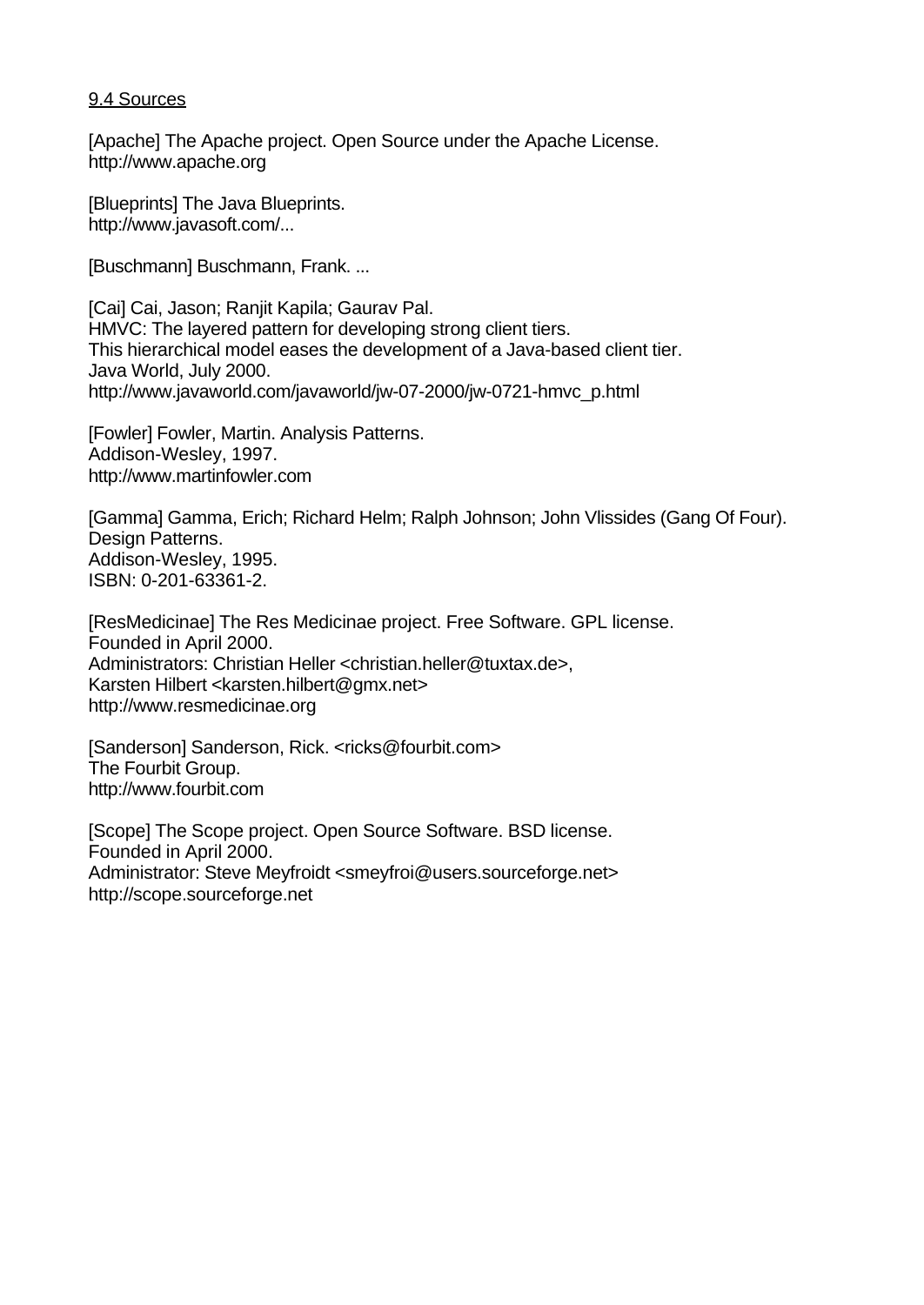9.4 Sources

[Apache] The Apache project. Open Source under the Apache License.
http://www.apache.org

[Blueprints] The Java Blueprints.
http://www.javasoft.com/...

[Buschmann] Buschmann, Frank. ...

[Cai] Cai, Jason; Ranjit Kapila; Gaurav Pal.
HMVC: The layered pattern for developing strong client tiers.
This hierarchical model eases the development of a Java-based client tier.
Java World, July 2000.
http://www.javaworld.com/javaworld/jw-07-2000/jw-0721-hmvc_p.html

[Fowler] Fowler, Martin. Analysis Patterns.
Addison-Wesley, 1997.
http://www.martinfowler.com

[Gamma] Gamma, Erich; Richard Helm; Ralph Johnson; John Vlissides (Gang Of Four).
Design Patterns.
Addison-Wesley, 1995.
ISBN: 0-201-63361-2.

[ResMedicinae] The Res Medicinae project. Free Software. GPL license.
Founded in April 2000.
Administrators: Christian Heller <christian.heller@tuxtax.de>,
Karsten Hilbert <karsten.hilbert@gmx.net>
http://www.resmedicinae.org

[Sanderson] Sanderson, Rick. <ricks@fourbit.com>
The Fourbit Group.
http://www.fourbit.com

[Scope] The Scope project. Open Source Software. BSD license.
Founded in April 2000.
Administrator: Steve Meyfroidt <smeyfroi@users.sourceforge.net>
http://scope.sourceforge.net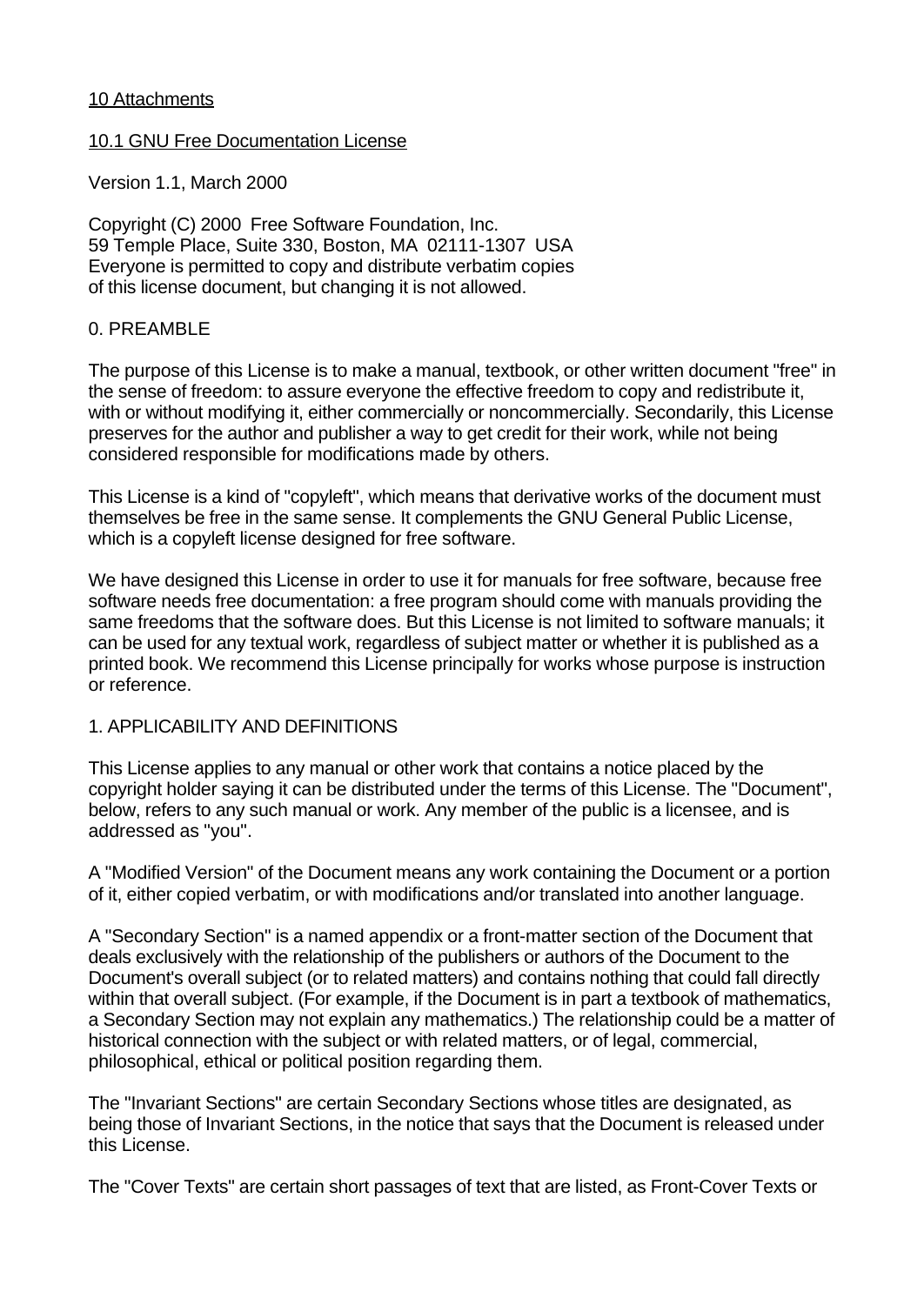# 10 Attachments

## 10.1 GNU Free Documentation License

Version 1.1, March 2000

Copyright (C) 2000 Free Software Foundation, Inc.
59 Temple Place, Suite 330, Boston, MA 02111-1307 USA
Everyone is permitted to copy and distribute verbatim copies
of this license document, but changing it is not allowed.

### 0. PREAMBLE

The purpose of this License is to make a manual, textbook, or other written document "free" in the sense of freedom: to assure everyone the effective freedom to copy and redistribute it, with or without modifying it, either commercially or noncommercially. Secondarily, this License preserves for the author and publisher a way to get credit for their work, while not being considered responsible for modifications made by others.

This License is a kind of "copyleft", which means that derivative works of the document must themselves be free in the same sense. It complements the GNU General Public License, which is a copyleft license designed for free software.

We have designed this License in order to use it for manuals for free software, because free software needs free documentation: a free program should come with manuals providing the same freedoms that the software does. But this License is not limited to software manuals; it can be used for any textual work, regardless of subject matter or whether it is published as a printed book. We recommend this License principally for works whose purpose is instruction or reference.

### 1. APPLICABILITY AND DEFINITIONS

This License applies to any manual or other work that contains a notice placed by the copyright holder saying it can be distributed under the terms of this License. The "Document", below, refers to any such manual or work. Any member of the public is a licensee, and is addressed as "you".

A "Modified Version" of the Document means any work containing the Document or a portion of it, either copied verbatim, or with modifications and/or translated into another language.

A "Secondary Section" is a named appendix or a front-matter section of the Document that deals exclusively with the relationship of the publishers or authors of the Document to the Document's overall subject (or to related matters) and contains nothing that could fall directly within that overall subject. (For example, if the Document is in part a textbook of mathematics, a Secondary Section may not explain any mathematics.) The relationship could be a matter of historical connection with the subject or with related matters, or of legal, commercial, philosophical, ethical or political position regarding them.

The "Invariant Sections" are certain Secondary Sections whose titles are designated, as being those of Invariant Sections, in the notice that says that the Document is released under this License.

The "Cover Texts" are certain short passages of text that are listed, as Front-Cover Texts or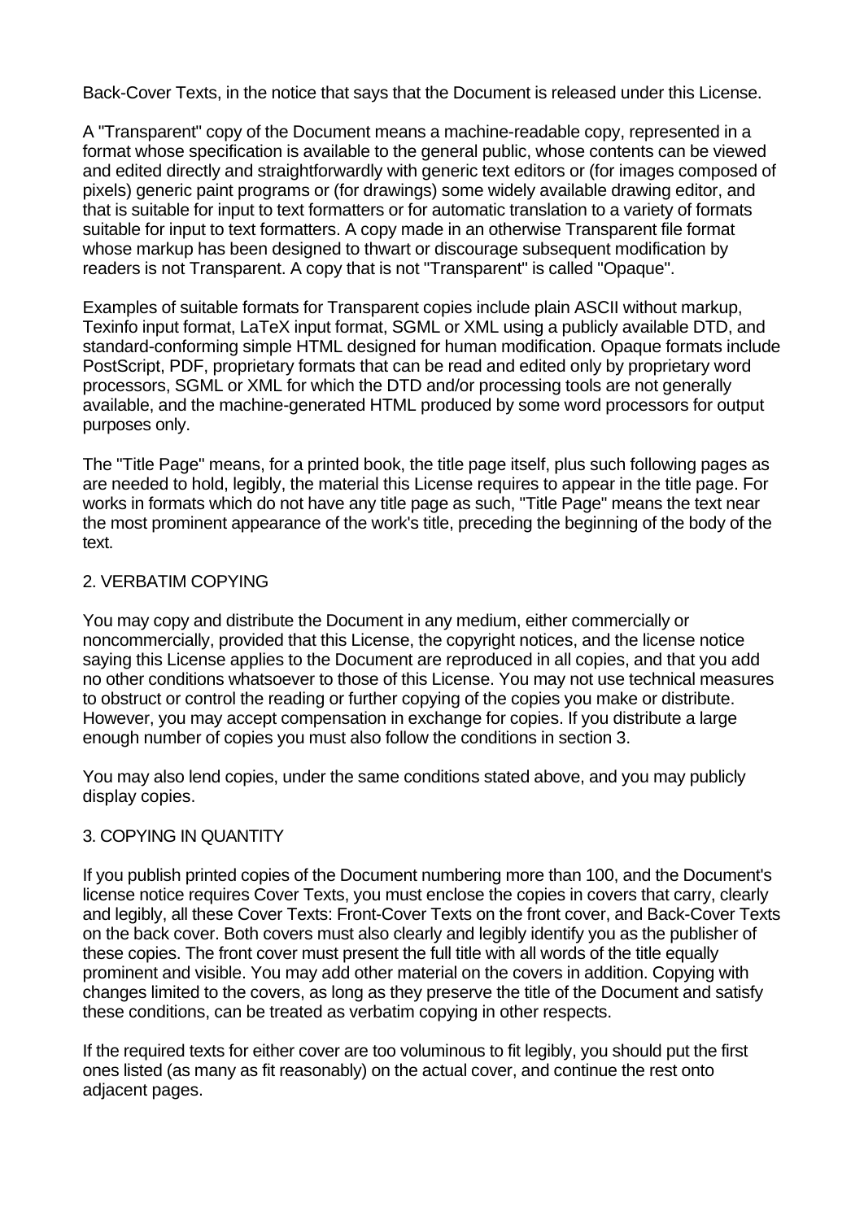Back-Cover Texts, in the notice that says that the Document is released under this License.

A "Transparent" copy of the Document means a machine-readable copy, represented in a format whose specification is available to the general public, whose contents can be viewed and edited directly and straightforwardly with generic text editors or (for images composed of pixels) generic paint programs or (for drawings) some widely available drawing editor, and that is suitable for input to text formatters or for automatic translation to a variety of formats suitable for input to text formatters. A copy made in an otherwise Transparent file format whose markup has been designed to thwart or discourage subsequent modification by readers is not Transparent. A copy that is not "Transparent" is called "Opaque".

Examples of suitable formats for Transparent copies include plain ASCII without markup, Texinfo input format, LaTeX input format, SGML or XML using a publicly available DTD, and standard-conforming simple HTML designed for human modification. Opaque formats include PostScript, PDF, proprietary formats that can be read and edited only by proprietary word processors, SGML or XML for which the DTD and/or processing tools are not generally available, and the machine-generated HTML produced by some word processors for output purposes only.

The "Title Page" means, for a printed book, the title page itself, plus such following pages as are needed to hold, legibly, the material this License requires to appear in the title page. For works in formats which do not have any title page as such, "Title Page" means the text near the most prominent appearance of the work's title, preceding the beginning of the body of the text.

## 2. VERBATIM COPYING

You may copy and distribute the Document in any medium, either commercially or noncommercially, provided that this License, the copyright notices, and the license notice saying this License applies to the Document are reproduced in all copies, and that you add no other conditions whatsoever to those of this License. You may not use technical measures to obstruct or control the reading or further copying of the copies you make or distribute. However, you may accept compensation in exchange for copies. If you distribute a large enough number of copies you must also follow the conditions in section 3.

You may also lend copies, under the same conditions stated above, and you may publicly display copies.

## 3. COPYING IN QUANTITY

If you publish printed copies of the Document numbering more than 100, and the Document's license notice requires Cover Texts, you must enclose the copies in covers that carry, clearly and legibly, all these Cover Texts: Front-Cover Texts on the front cover, and Back-Cover Texts on the back cover. Both covers must also clearly and legibly identify you as the publisher of these copies. The front cover must present the full title with all words of the title equally prominent and visible. You may add other material on the covers in addition. Copying with changes limited to the covers, as long as they preserve the title of the Document and satisfy these conditions, can be treated as verbatim copying in other respects.

If the required texts for either cover are too voluminous to fit legibly, you should put the first ones listed (as many as fit reasonably) on the actual cover, and continue the rest onto adjacent pages.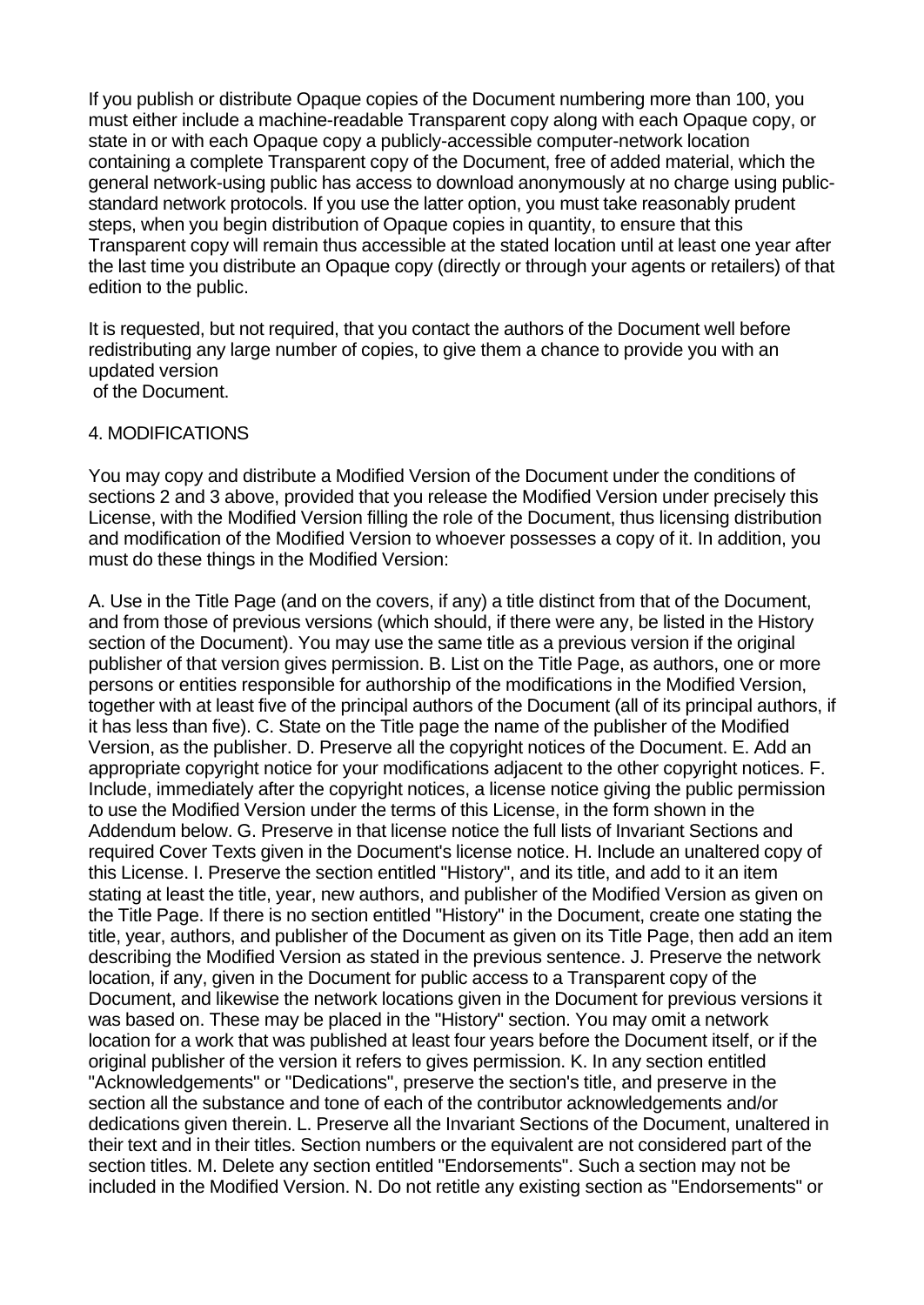If you publish or distribute Opaque copies of the Document numbering more than 100, you must either include a machine-readable Transparent copy along with each Opaque copy, or state in or with each Opaque copy a publicly-accessible computer-network location containing a complete Transparent copy of the Document, free of added material, which the general network-using public has access to download anonymously at no charge using public-standard network protocols. If you use the latter option, you must take reasonably prudent steps, when you begin distribution of Opaque copies in quantity, to ensure that this Transparent copy will remain thus accessible at the stated location until at least one year after the last time you distribute an Opaque copy (directly or through your agents or retailers) of that edition to the public.

It is requested, but not required, that you contact the authors of the Document well before redistributing any large number of copies, to give them a chance to provide you with an updated version
of the Document.

4. MODIFICATIONS

You may copy and distribute a Modified Version of the Document under the conditions of sections 2 and 3 above, provided that you release the Modified Version under precisely this License, with the Modified Version filling the role of the Document, thus licensing distribution and modification of the Modified Version to whoever possesses a copy of it. In addition, you must do these things in the Modified Version:

A. Use in the Title Page (and on the covers, if any) a title distinct from that of the Document, and from those of previous versions (which should, if there were any, be listed in the History section of the Document). You may use the same title as a previous version if the original publisher of that version gives permission. B. List on the Title Page, as authors, one or more persons or entities responsible for authorship of the modifications in the Modified Version, together with at least five of the principal authors of the Document (all of its principal authors, if it has less than five). C. State on the Title page the name of the publisher of the Modified Version, as the publisher. D. Preserve all the copyright notices of the Document. E. Add an appropriate copyright notice for your modifications adjacent to the other copyright notices. F. Include, immediately after the copyright notices, a license notice giving the public permission to use the Modified Version under the terms of this License, in the form shown in the Addendum below. G. Preserve in that license notice the full lists of Invariant Sections and required Cover Texts given in the Document's license notice. H. Include an unaltered copy of this License. I. Preserve the section entitled "History", and its title, and add to it an item stating at least the title, year, new authors, and publisher of the Modified Version as given on the Title Page. If there is no section entitled "History" in the Document, create one stating the title, year, authors, and publisher of the Document as given on its Title Page, then add an item describing the Modified Version as stated in the previous sentence. J. Preserve the network location, if any, given in the Document for public access to a Transparent copy of the Document, and likewise the network locations given in the Document for previous versions it was based on. These may be placed in the "History" section. You may omit a network location for a work that was published at least four years before the Document itself, or if the original publisher of the version it refers to gives permission. K. In any section entitled "Acknowledgements" or "Dedications", preserve the section's title, and preserve in the section all the substance and tone of each of the contributor acknowledgements and/or dedications given therein. L. Preserve all the Invariant Sections of the Document, unaltered in their text and in their titles. Section numbers or the equivalent are not considered part of the section titles. M. Delete any section entitled "Endorsements". Such a section may not be included in the Modified Version. N. Do not retitle any existing section as "Endorsements" or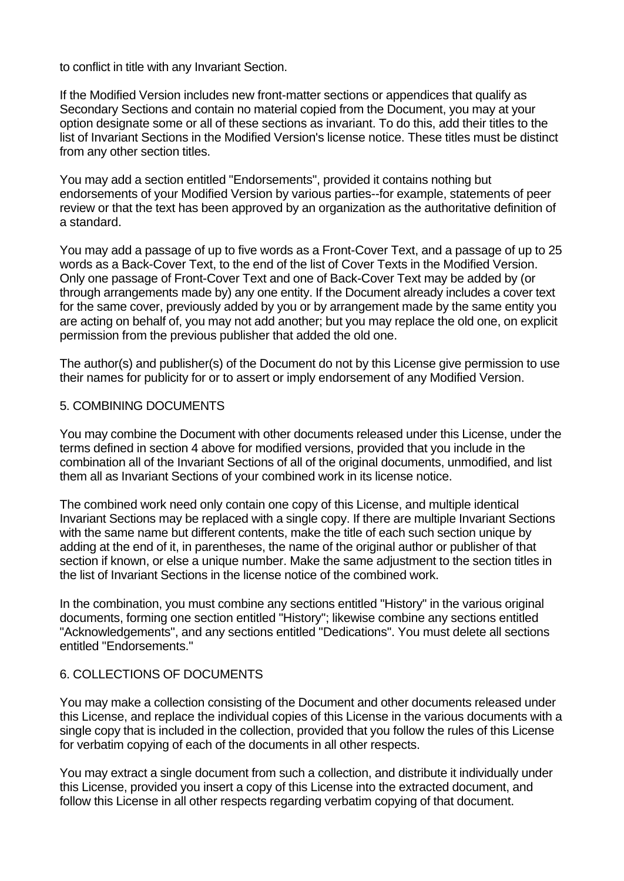to conflict in title with any Invariant Section.

If the Modified Version includes new front-matter sections or appendices that qualify as Secondary Sections and contain no material copied from the Document, you may at your option designate some or all of these sections as invariant. To do this, add their titles to the list of Invariant Sections in the Modified Version's license notice. These titles must be distinct from any other section titles.

You may add a section entitled "Endorsements", provided it contains nothing but endorsements of your Modified Version by various parties--for example, statements of peer review or that the text has been approved by an organization as the authoritative definition of a standard.

You may add a passage of up to five words as a Front-Cover Text, and a passage of up to 25 words as a Back-Cover Text, to the end of the list of Cover Texts in the Modified Version. Only one passage of Front-Cover Text and one of Back-Cover Text may be added by (or through arrangements made by) any one entity. If the Document already includes a cover text for the same cover, previously added by you or by arrangement made by the same entity you are acting on behalf of, you may not add another; but you may replace the old one, on explicit permission from the previous publisher that added the old one.

The author(s) and publisher(s) of the Document do not by this License give permission to use their names for publicity for or to assert or imply endorsement of any Modified Version.

## 5. COMBINING DOCUMENTS

You may combine the Document with other documents released under this License, under the terms defined in section 4 above for modified versions, provided that you include in the combination all of the Invariant Sections of all of the original documents, unmodified, and list them all as Invariant Sections of your combined work in its license notice.

The combined work need only contain one copy of this License, and multiple identical Invariant Sections may be replaced with a single copy. If there are multiple Invariant Sections with the same name but different contents, make the title of each such section unique by adding at the end of it, in parentheses, the name of the original author or publisher of that section if known, or else a unique number. Make the same adjustment to the section titles in the list of Invariant Sections in the license notice of the combined work.

In the combination, you must combine any sections entitled "History" in the various original documents, forming one section entitled "History"; likewise combine any sections entitled "Acknowledgements", and any sections entitled "Dedications". You must delete all sections entitled "Endorsements."

## 6. COLLECTIONS OF DOCUMENTS

You may make a collection consisting of the Document and other documents released under this License, and replace the individual copies of this License in the various documents with a single copy that is included in the collection, provided that you follow the rules of this License for verbatim copying of each of the documents in all other respects.

You may extract a single document from such a collection, and distribute it individually under this License, provided you insert a copy of this License into the extracted document, and follow this License in all other respects regarding verbatim copying of that document.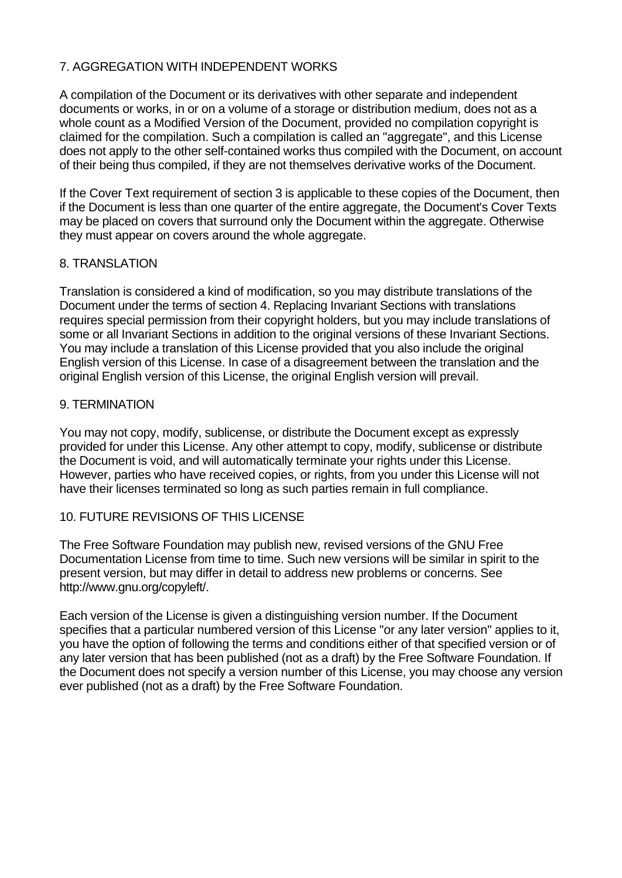## 7. AGGREGATION WITH INDEPENDENT WORKS

A compilation of the Document or its derivatives with other separate and independent documents or works, in or on a volume of a storage or distribution medium, does not as a whole count as a Modified Version of the Document, provided no compilation copyright is claimed for the compilation. Such a compilation is called an "aggregate", and this License does not apply to the other self-contained works thus compiled with the Document, on account of their being thus compiled, if they are not themselves derivative works of the Document.

If the Cover Text requirement of section 3 is applicable to these copies of the Document, then if the Document is less than one quarter of the entire aggregate, the Document's Cover Texts may be placed on covers that surround only the Document within the aggregate. Otherwise they must appear on covers around the whole aggregate.

## 8. TRANSLATION

Translation is considered a kind of modification, so you may distribute translations of the Document under the terms of section 4. Replacing Invariant Sections with translations requires special permission from their copyright holders, but you may include translations of some or all Invariant Sections in addition to the original versions of these Invariant Sections. You may include a translation of this License provided that you also include the original English version of this License. In case of a disagreement between the translation and the original English version of this License, the original English version will prevail.

## 9. TERMINATION

You may not copy, modify, sublicense, or distribute the Document except as expressly provided for under this License. Any other attempt to copy, modify, sublicense or distribute the Document is void, and will automatically terminate your rights under this License. However, parties who have received copies, or rights, from you under this License will not have their licenses terminated so long as such parties remain in full compliance.

## 10. FUTURE REVISIONS OF THIS LICENSE

The Free Software Foundation may publish new, revised versions of the GNU Free Documentation License from time to time. Such new versions will be similar in spirit to the present version, but may differ in detail to address new problems or concerns. See http://www.gnu.org/copyleft/.

Each version of the License is given a distinguishing version number. If the Document specifies that a particular numbered version of this License "or any later version" applies to it, you have the option of following the terms and conditions either of that specified version or of any later version that has been published (not as a draft) by the Free Software Foundation. If the Document does not specify a version number of this License, you may choose any version ever published (not as a draft) by the Free Software Foundation.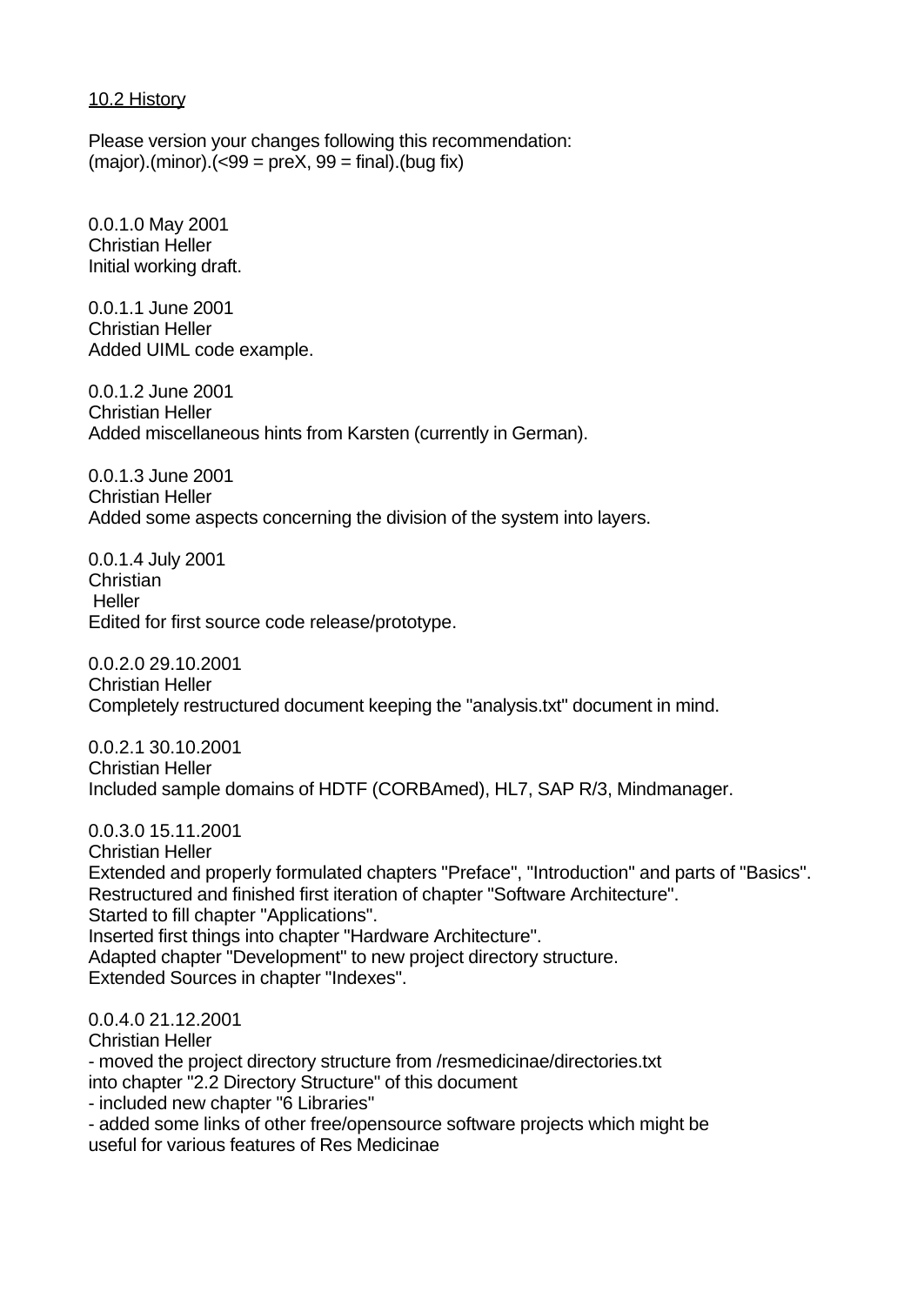## 10.2 History

Please version your changes following this recommendation:
(major).(minor).(<99 = preX, 99 = final).(bug fix)

0.0.1.0 May 2001
Christian Heller
Initial working draft.

0.0.1.1 June 2001
Christian Heller
Added UIML code example.

0.0.1.2 June 2001
Christian Heller
Added miscellaneous hints from Karsten (currently in German).

0.0.1.3 June 2001
Christian Heller
Added some aspects concerning the division of the system into layers.

0.0.1.4 July 2001
Christian
Heller
Edited for first source code release/prototype.

0.0.2.0 29.10.2001
Christian Heller
Completely restructured document keeping the "analysis.txt" document in mind.

0.0.2.1 30.10.2001
Christian Heller
Included sample domains of HDTF (CORBAmed), HL7, SAP R/3, Mindmanager.

0.0.3.0 15.11.2001
Christian Heller
Extended and properly formulated chapters "Preface", "Introduction" and parts of "Basics".
Restructured and finished first iteration of chapter "Software Architecture".
Started to fill chapter "Applications".
Inserted first things into chapter "Hardware Architecture".
Adapted chapter "Development" to new project directory structure.
Extended Sources in chapter "Indexes".

0.0.4.0 21.12.2001
Christian Heller
- moved the project directory structure from /resmedicinae/directories.txt
into chapter "2.2 Directory Structure" of this document
- included new chapter "6 Libraries"
- added some links of other free/opensource software projects which might be
useful for various features of Res Medicinae